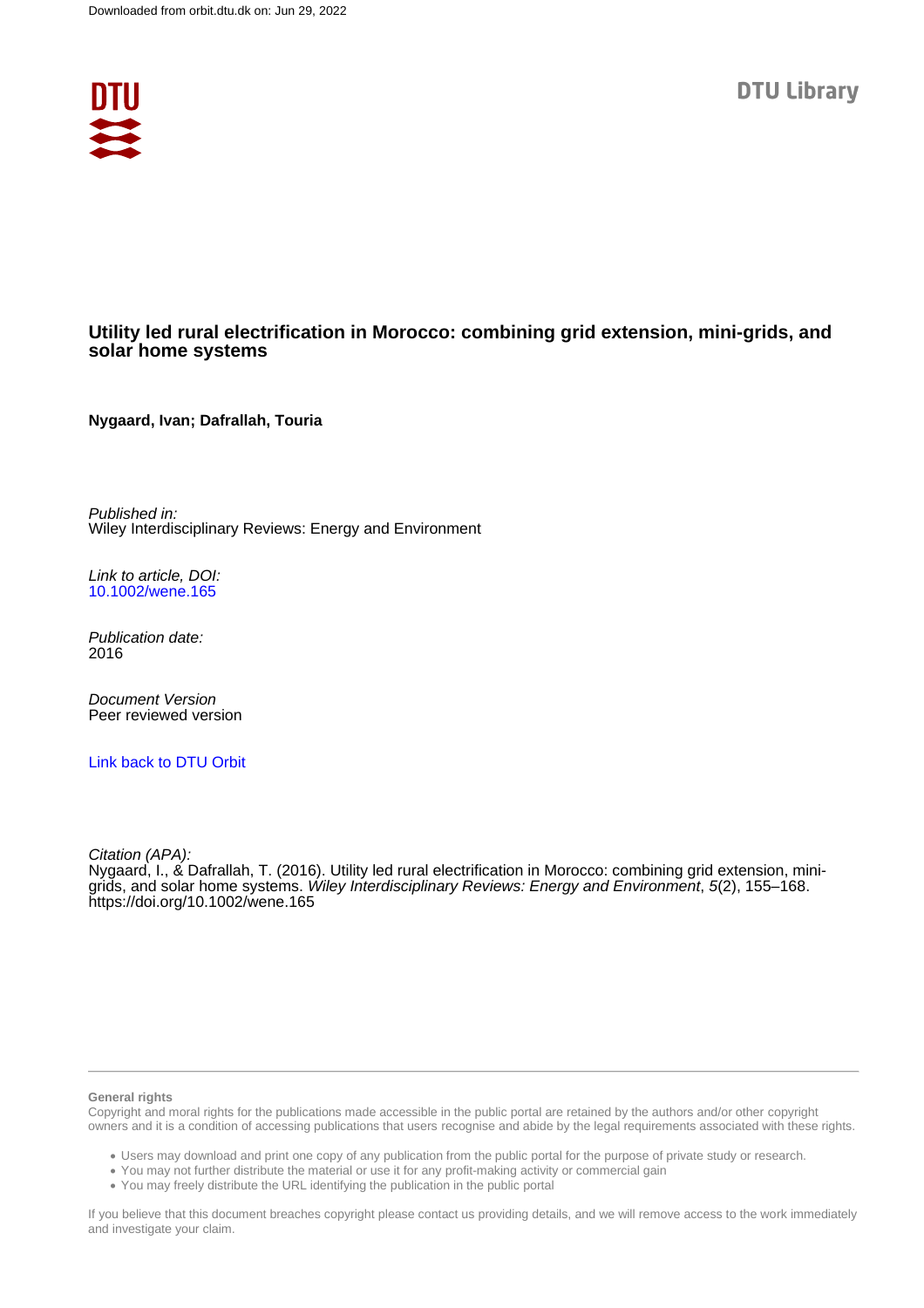Downloaded from orbit.dtu.dk on: Jun 29, 2022

DTU Library

# Utility led rural electrification in Morocco: combining grid extension, mini-grids, and solar home systems

**Nygaard, Ivan; Dafrallah, Touria**

*Published in:*
Wiley Interdisciplinary Reviews: Energy and Environment

*Link to article, DOI:*
10.1002/wene.165

*Publication date:*
2016

*Document Version*
Peer reviewed version

Link back to DTU Orbit

*Citation (APA):*
Nygaard, I., & Dafrallah, T. (2016). Utility led rural electrification in Morocco: combining grid extension, mini-grids, and solar home systems. *Wiley Interdisciplinary Reviews: Energy and Environment*, *5*(2), 155–168. https://doi.org/10.1002/wene.165

**General rights**

Copyright and moral rights for the publications made accessible in the public portal are retained by the authors and/or other copyright owners and it is a condition of accessing publications that users recognise and abide by the legal requirements associated with these rights.

- Users may download and print one copy of any publication from the public portal for the purpose of private study or research.
- You may not further distribute the material or use it for any profit-making activity or commercial gain
- You may freely distribute the URL identifying the publication in the public portal

If you believe that this document breaches copyright please contact us providing details, and we will remove access to the work immediately and investigate your claim.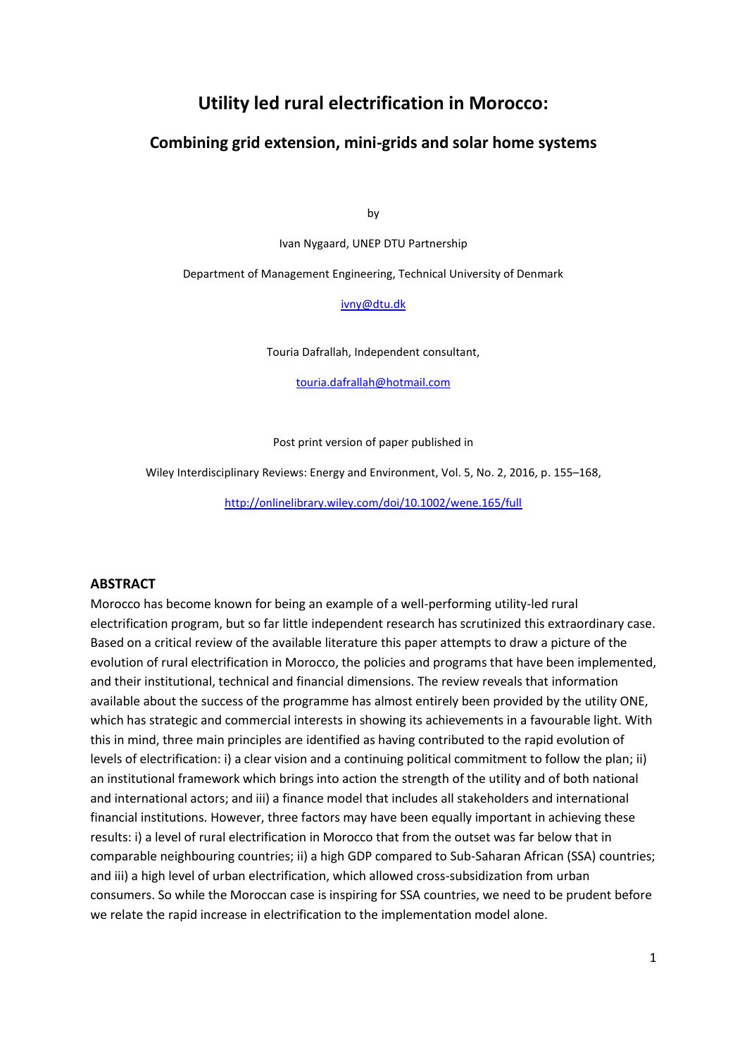# Utility led rural electrification in Morocco:

## Combining grid extension, mini-grids and solar home systems

by

Ivan Nygaard, UNEP DTU Partnership

Department of Management Engineering, Technical University of Denmark

ivny@dtu.dk

Touria Dafrallah, Independent consultant,

touria.dafrallah@hotmail.com

Post print version of paper published in

Wiley Interdisciplinary Reviews: Energy and Environment, Vol. 5, No. 2, 2016, p. 155–168,

http://onlinelibrary.wiley.com/doi/10.1002/wene.165/full

## ABSTRACT

Morocco has become known for being an example of a well-performing utility-led rural electrification program, but so far little independent research has scrutinized this extraordinary case. Based on a critical review of the available literature this paper attempts to draw a picture of the evolution of rural electrification in Morocco, the policies and programs that have been implemented, and their institutional, technical and financial dimensions. The review reveals that information available about the success of the programme has almost entirely been provided by the utility ONE, which has strategic and commercial interests in showing its achievements in a favourable light. With this in mind, three main principles are identified as having contributed to the rapid evolution of levels of electrification: i) a clear vision and a continuing political commitment to follow the plan; ii) an institutional framework which brings into action the strength of the utility and of both national and international actors; and iii) a finance model that includes all stakeholders and international financial institutions. However, three factors may have been equally important in achieving these results: i) a level of rural electrification in Morocco that from the outset was far below that in comparable neighbouring countries; ii) a high GDP compared to Sub-Saharan African (SSA) countries; and iii) a high level of urban electrification, which allowed cross-subsidization from urban consumers. So while the Moroccan case is inspiring for SSA countries, we need to be prudent before we relate the rapid increase in electrification to the implementation model alone.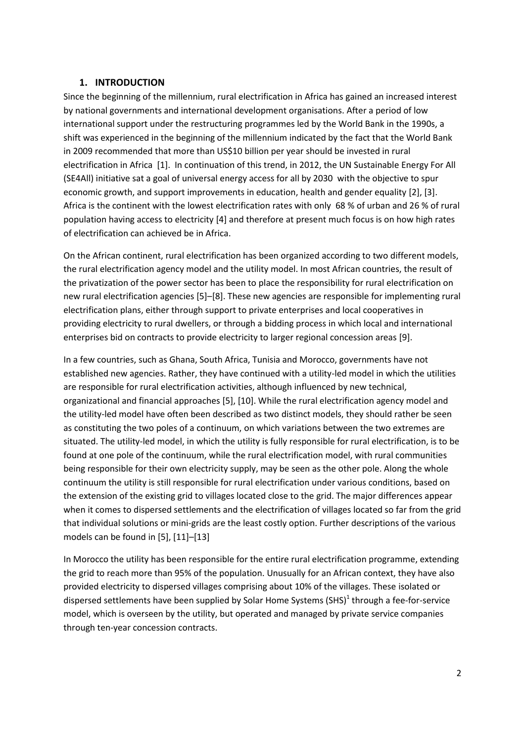## 1. INTRODUCTION

Since the beginning of the millennium, rural electrification in Africa has gained an increased interest by national governments and international development organisations. After a period of low international support under the restructuring programmes led by the World Bank in the 1990s, a shift was experienced in the beginning of the millennium indicated by the fact that the World Bank in 2009 recommended that more than US$10 billion per year should be invested in rural electrification in Africa [1]. In continuation of this trend, in 2012, the UN Sustainable Energy For All (SE4All) initiative sat a goal of universal energy access for all by 2030 with the objective to spur economic growth, and support improvements in education, health and gender equality [2], [3]. Africa is the continent with the lowest electrification rates with only 68 % of urban and 26 % of rural population having access to electricity [4] and therefore at present much focus is on how high rates of electrification can achieved be in Africa.

On the African continent, rural electrification has been organized according to two different models, the rural electrification agency model and the utility model. In most African countries, the result of the privatization of the power sector has been to place the responsibility for rural electrification on new rural electrification agencies [5]–[8]. These new agencies are responsible for implementing rural electrification plans, either through support to private enterprises and local cooperatives in providing electricity to rural dwellers, or through a bidding process in which local and international enterprises bid on contracts to provide electricity to larger regional concession areas [9].

In a few countries, such as Ghana, South Africa, Tunisia and Morocco, governments have not established new agencies. Rather, they have continued with a utility-led model in which the utilities are responsible for rural electrification activities, although influenced by new technical, organizational and financial approaches [5], [10]. While the rural electrification agency model and the utility-led model have often been described as two distinct models, they should rather be seen as constituting the two poles of a continuum, on which variations between the two extremes are situated. The utility-led model, in which the utility is fully responsible for rural electrification, is to be found at one pole of the continuum, while the rural electrification model, with rural communities being responsible for their own electricity supply, may be seen as the other pole. Along the whole continuum the utility is still responsible for rural electrification under various conditions, based on the extension of the existing grid to villages located close to the grid. The major differences appear when it comes to dispersed settlements and the electrification of villages located so far from the grid that individual solutions or mini-grids are the least costly option. Further descriptions of the various models can be found in [5], [11]–[13]

In Morocco the utility has been responsible for the entire rural electrification programme, extending the grid to reach more than 95% of the population. Unusually for an African context, they have also provided electricity to dispersed villages comprising about 10% of the villages. These isolated or dispersed settlements have been supplied by Solar Home Systems (SHS)[1] through a fee-for-service model, which is overseen by the utility, but operated and managed by private service companies through ten-year concession contracts.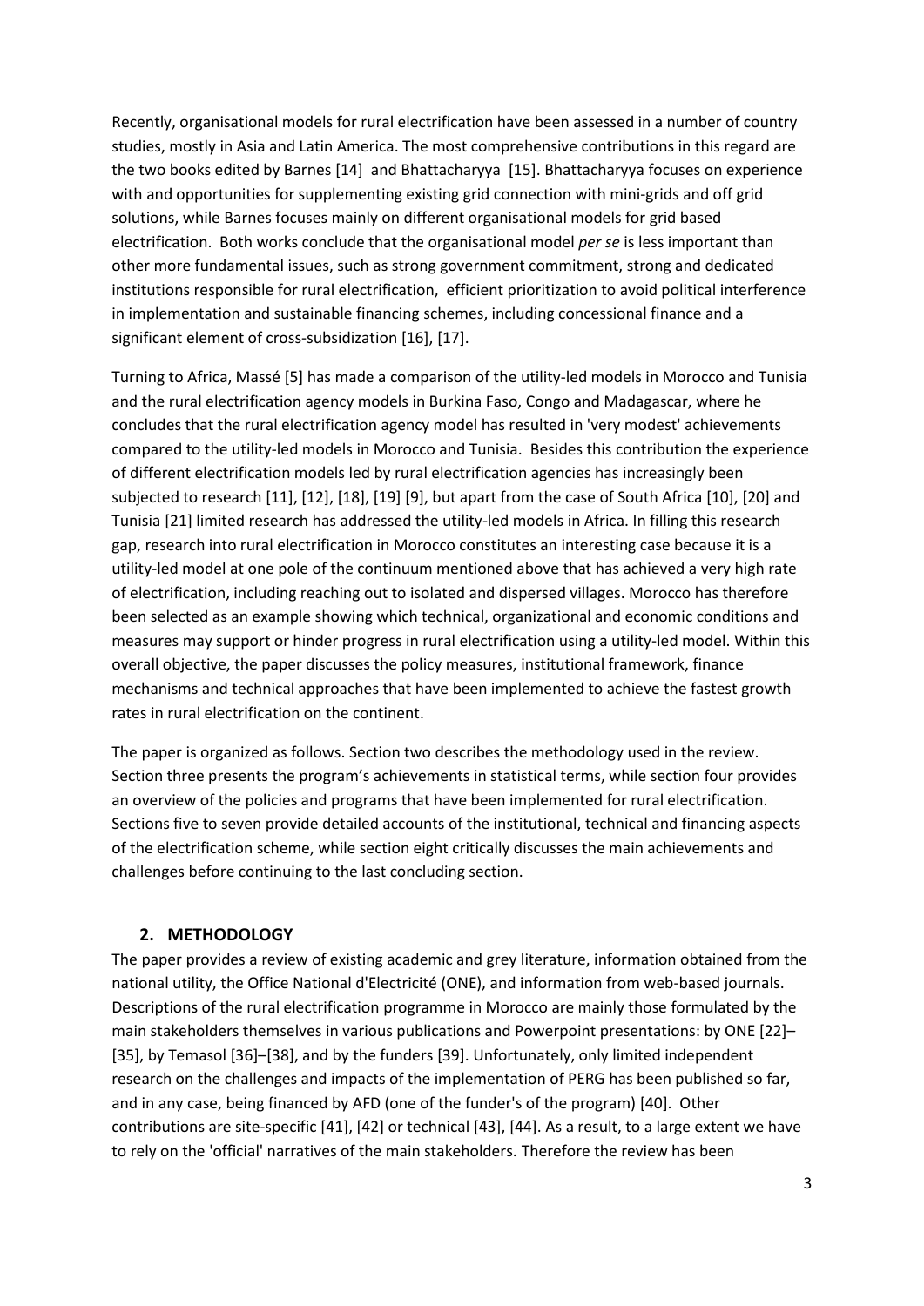Recently, organisational models for rural electrification have been assessed in a number of country studies, mostly in Asia and Latin America. The most comprehensive contributions in this regard are the two books edited by Barnes [14] and Bhattacharyya [15]. Bhattacharyya focuses on experience with and opportunities for supplementing existing grid connection with mini-grids and off grid solutions, while Barnes focuses mainly on different organisational models for grid based electrification. Both works conclude that the organisational model *per se* is less important than other more fundamental issues, such as strong government commitment, strong and dedicated institutions responsible for rural electrification, efficient prioritization to avoid political interference in implementation and sustainable financing schemes, including concessional finance and a significant element of cross-subsidization [16], [17].

Turning to Africa, Massé [5] has made a comparison of the utility-led models in Morocco and Tunisia and the rural electrification agency models in Burkina Faso, Congo and Madagascar, where he concludes that the rural electrification agency model has resulted in 'very modest' achievements compared to the utility-led models in Morocco and Tunisia. Besides this contribution the experience of different electrification models led by rural electrification agencies has increasingly been subjected to research [11], [12], [18], [19] [9], but apart from the case of South Africa [10], [20] and Tunisia [21] limited research has addressed the utility-led models in Africa. In filling this research gap, research into rural electrification in Morocco constitutes an interesting case because it is a utility-led model at one pole of the continuum mentioned above that has achieved a very high rate of electrification, including reaching out to isolated and dispersed villages. Morocco has therefore been selected as an example showing which technical, organizational and economic conditions and measures may support or hinder progress in rural electrification using a utility-led model. Within this overall objective, the paper discusses the policy measures, institutional framework, finance mechanisms and technical approaches that have been implemented to achieve the fastest growth rates in rural electrification on the continent.

The paper is organized as follows. Section two describes the methodology used in the review. Section three presents the program's achievements in statistical terms, while section four provides an overview of the policies and programs that have been implemented for rural electrification. Sections five to seven provide detailed accounts of the institutional, technical and financing aspects of the electrification scheme, while section eight critically discusses the main achievements and challenges before continuing to the last concluding section.

## 2. METHODOLOGY

The paper provides a review of existing academic and grey literature, information obtained from the national utility, the Office National d'Electricité (ONE), and information from web-based journals. Descriptions of the rural electrification programme in Morocco are mainly those formulated by the main stakeholders themselves in various publications and Powerpoint presentations: by ONE [22]–[35], by Temasol [36]–[38], and by the funders [39]. Unfortunately, only limited independent research on the challenges and impacts of the implementation of PERG has been published so far, and in any case, being financed by AFD (one of the funder's of the program) [40]. Other contributions are site-specific [41], [42] or technical [43], [44]. As a result, to a large extent we have to rely on the 'official' narratives of the main stakeholders. Therefore the review has been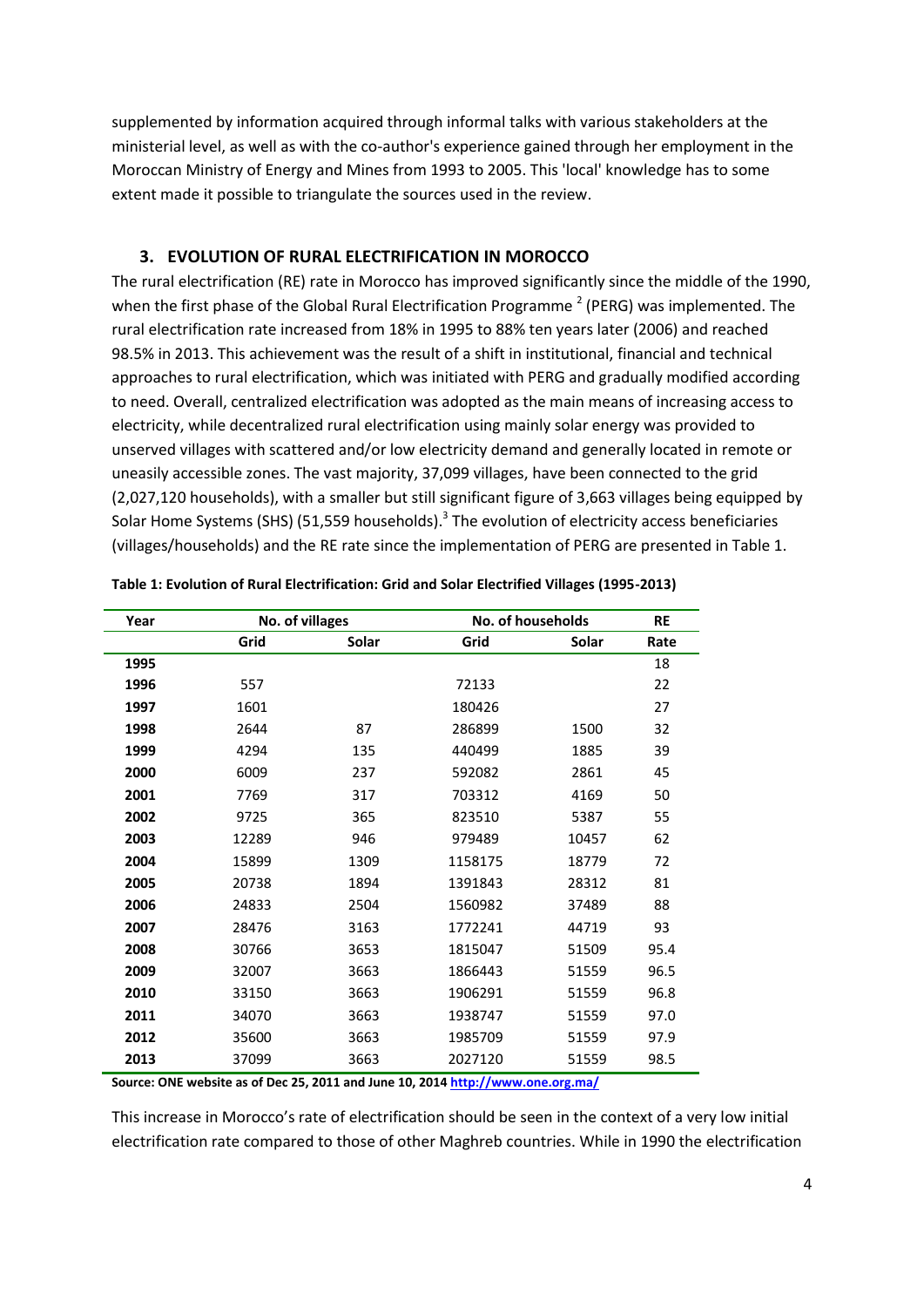supplemented by information acquired through informal talks with various stakeholders at the ministerial level, as well as with the co-author's experience gained through her employment in the Moroccan Ministry of Energy and Mines from 1993 to 2005. This 'local' knowledge has to some extent made it possible to triangulate the sources used in the review.

## 3. EVOLUTION OF RURAL ELECTRIFICATION IN MOROCCO

The rural electrification (RE) rate in Morocco has improved significantly since the middle of the 1990, when the first phase of the Global Rural Electrification Programme [2] (PERG) was implemented. The rural electrification rate increased from 18% in 1995 to 88% ten years later (2006) and reached 98.5% in 2013. This achievement was the result of a shift in institutional, financial and technical approaches to rural electrification, which was initiated with PERG and gradually modified according to need. Overall, centralized electrification was adopted as the main means of increasing access to electricity, while decentralized rural electrification using mainly solar energy was provided to unserved villages with scattered and/or low electricity demand and generally located in remote or uneasily accessible zones. The vast majority, 37,099 villages, have been connected to the grid (2,027,120 households), with a smaller but still significant figure of 3,663 villages being equipped by Solar Home Systems (SHS) (51,559 households).[3] The evolution of electricity access beneficiaries (villages/households) and the RE rate since the implementation of PERG are presented in Table 1.

**Table 1: Evolution of Rural Electrification: Grid and Solar Electrified Villages (1995-2013)**

| Year | No. of villages | | No. of households | | RE |
|---|---|---|---|---|---|
| | Grid | Solar | Grid | Solar | Rate |
| 1995 | | | | | 18 |
| 1996 | 557 | | 72133 | | 22 |
| 1997 | 1601 | | 180426 | | 27 |
| 1998 | 2644 | 87 | 286899 | 1500 | 32 |
| 1999 | 4294 | 135 | 440499 | 1885 | 39 |
| 2000 | 6009 | 237 | 592082 | 2861 | 45 |
| 2001 | 7769 | 317 | 703312 | 4169 | 50 |
| 2002 | 9725 | 365 | 823510 | 5387 | 55 |
| 2003 | 12289 | 946 | 979489 | 10457 | 62 |
| 2004 | 15899 | 1309 | 1158175 | 18779 | 72 |
| 2005 | 20738 | 1894 | 1391843 | 28312 | 81 |
| 2006 | 24833 | 2504 | 1560982 | 37489 | 88 |
| 2007 | 28476 | 3163 | 1772241 | 44719 | 93 |
| 2008 | 30766 | 3653 | 1815047 | 51509 | 95.4 |
| 2009 | 32007 | 3663 | 1866443 | 51559 | 96.5 |
| 2010 | 33150 | 3663 | 1906291 | 51559 | 96.8 |
| 2011 | 34070 | 3663 | 1938747 | 51559 | 97.0 |
| 2012 | 35600 | 3663 | 1985709 | 51559 | 97.9 |
| 2013 | 37099 | 3663 | 2027120 | 51559 | 98.5 |

**Source: ONE website as of Dec 25, 2011 and June 10, 2014 http://www.one.org.ma/**

This increase in Morocco's rate of electrification should be seen in the context of a very low initial electrification rate compared to those of other Maghreb countries. While in 1990 the electrification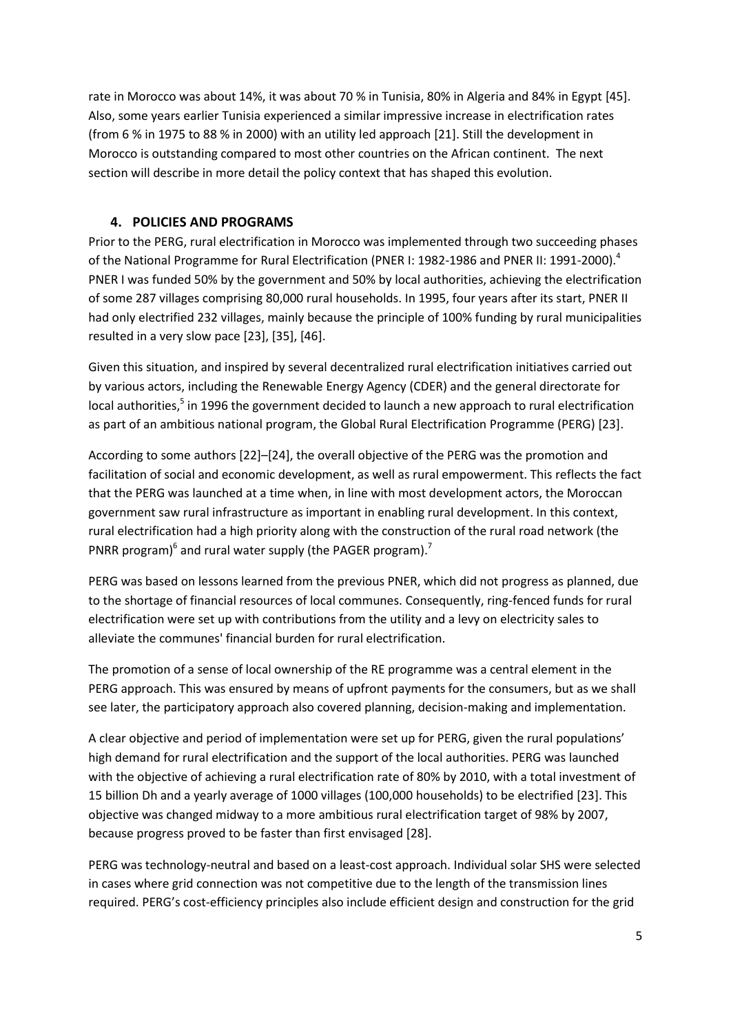rate in Morocco was about 14%, it was about 70 % in Tunisia, 80% in Algeria and 84% in Egypt [45]. Also, some years earlier Tunisia experienced a similar impressive increase in electrification rates (from 6 % in 1975 to 88 % in 2000) with an utility led approach [21]. Still the development in Morocco is outstanding compared to most other countries on the African continent. The next section will describe in more detail the policy context that has shaped this evolution.

## 4. POLICIES AND PROGRAMS

Prior to the PERG, rural electrification in Morocco was implemented through two succeeding phases of the National Programme for Rural Electrification (PNER I: 1982-1986 and PNER II: 1991-2000).[4] PNER I was funded 50% by the government and 50% by local authorities, achieving the electrification of some 287 villages comprising 80,000 rural households. In 1995, four years after its start, PNER II had only electrified 232 villages, mainly because the principle of 100% funding by rural municipalities resulted in a very slow pace [23], [35], [46].

Given this situation, and inspired by several decentralized rural electrification initiatives carried out by various actors, including the Renewable Energy Agency (CDER) and the general directorate for local authorities,[5] in 1996 the government decided to launch a new approach to rural electrification as part of an ambitious national program, the Global Rural Electrification Programme (PERG) [23].

According to some authors [22]–[24], the overall objective of the PERG was the promotion and facilitation of social and economic development, as well as rural empowerment. This reflects the fact that the PERG was launched at a time when, in line with most development actors, the Moroccan government saw rural infrastructure as important in enabling rural development. In this context, rural electrification had a high priority along with the construction of the rural road network (the PNRR program)[6] and rural water supply (the PAGER program).[7]

PERG was based on lessons learned from the previous PNER, which did not progress as planned, due to the shortage of financial resources of local communes. Consequently, ring-fenced funds for rural electrification were set up with contributions from the utility and a levy on electricity sales to alleviate the communes' financial burden for rural electrification.

The promotion of a sense of local ownership of the RE programme was a central element in the PERG approach. This was ensured by means of upfront payments for the consumers, but as we shall see later, the participatory approach also covered planning, decision-making and implementation.

A clear objective and period of implementation were set up for PERG, given the rural populations' high demand for rural electrification and the support of the local authorities. PERG was launched with the objective of achieving a rural electrification rate of 80% by 2010, with a total investment of 15 billion Dh and a yearly average of 1000 villages (100,000 households) to be electrified [23]. This objective was changed midway to a more ambitious rural electrification target of 98% by 2007, because progress proved to be faster than first envisaged [28].

PERG was technology-neutral and based on a least-cost approach. Individual solar SHS were selected in cases where grid connection was not competitive due to the length of the transmission lines required. PERG's cost-efficiency principles also include efficient design and construction for the grid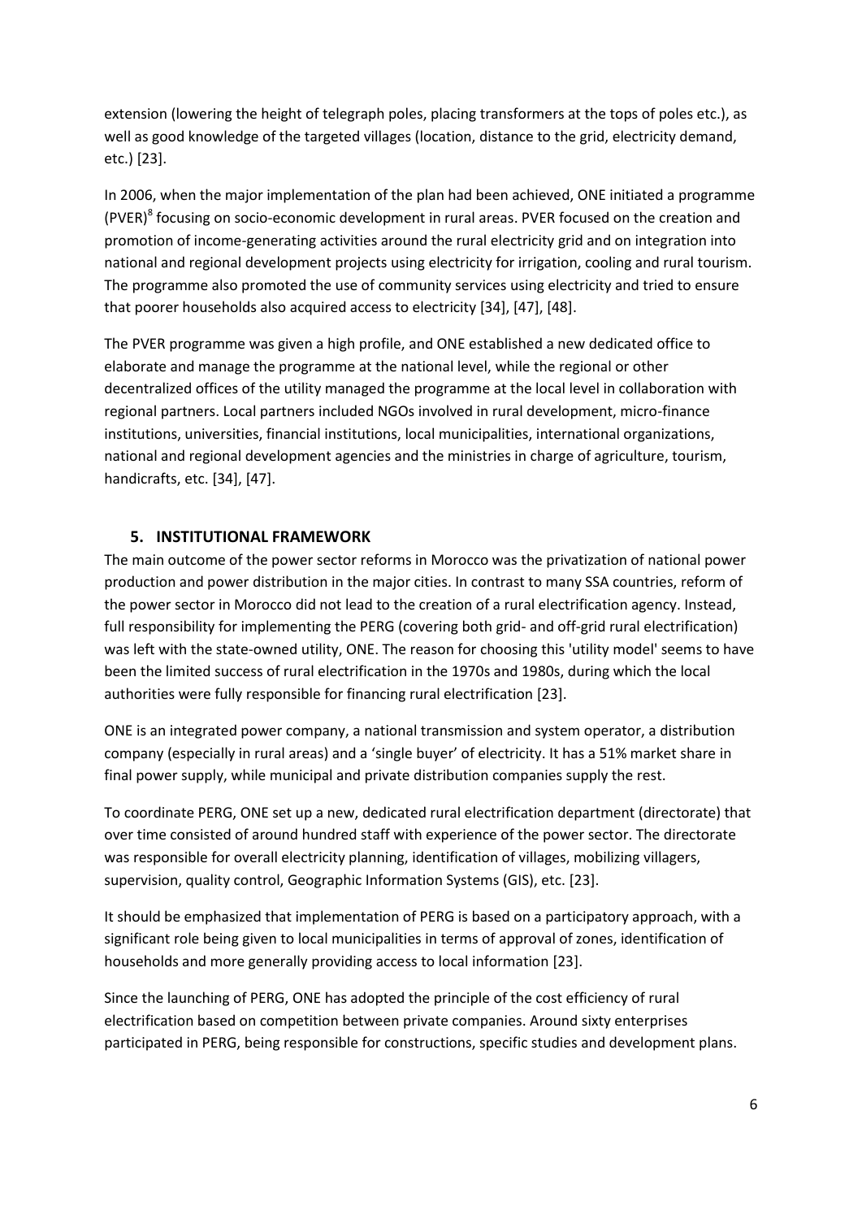extension (lowering the height of telegraph poles, placing transformers at the tops of poles etc.), as well as good knowledge of the targeted villages (location, distance to the grid, electricity demand, etc.) [23].

In 2006, when the major implementation of the plan had been achieved, ONE initiated a programme (PVER)[8] focusing on socio-economic development in rural areas. PVER focused on the creation and promotion of income-generating activities around the rural electricity grid and on integration into national and regional development projects using electricity for irrigation, cooling and rural tourism. The programme also promoted the use of community services using electricity and tried to ensure that poorer households also acquired access to electricity [34], [47], [48].

The PVER programme was given a high profile, and ONE established a new dedicated office to elaborate and manage the programme at the national level, while the regional or other decentralized offices of the utility managed the programme at the local level in collaboration with regional partners. Local partners included NGOs involved in rural development, micro-finance institutions, universities, financial institutions, local municipalities, international organizations, national and regional development agencies and the ministries in charge of agriculture, tourism, handicrafts, etc. [34], [47].

## 5. INSTITUTIONAL FRAMEWORK

The main outcome of the power sector reforms in Morocco was the privatization of national power production and power distribution in the major cities. In contrast to many SSA countries, reform of the power sector in Morocco did not lead to the creation of a rural electrification agency. Instead, full responsibility for implementing the PERG (covering both grid- and off-grid rural electrification) was left with the state-owned utility, ONE. The reason for choosing this 'utility model' seems to have been the limited success of rural electrification in the 1970s and 1980s, during which the local authorities were fully responsible for financing rural electrification [23].

ONE is an integrated power company, a national transmission and system operator, a distribution company (especially in rural areas) and a 'single buyer' of electricity. It has a 51% market share in final power supply, while municipal and private distribution companies supply the rest.

To coordinate PERG, ONE set up a new, dedicated rural electrification department (directorate) that over time consisted of around hundred staff with experience of the power sector. The directorate was responsible for overall electricity planning, identification of villages, mobilizing villagers, supervision, quality control, Geographic Information Systems (GIS), etc. [23].

It should be emphasized that implementation of PERG is based on a participatory approach, with a significant role being given to local municipalities in terms of approval of zones, identification of households and more generally providing access to local information [23].

Since the launching of PERG, ONE has adopted the principle of the cost efficiency of rural electrification based on competition between private companies. Around sixty enterprises participated in PERG, being responsible for constructions, specific studies and development plans.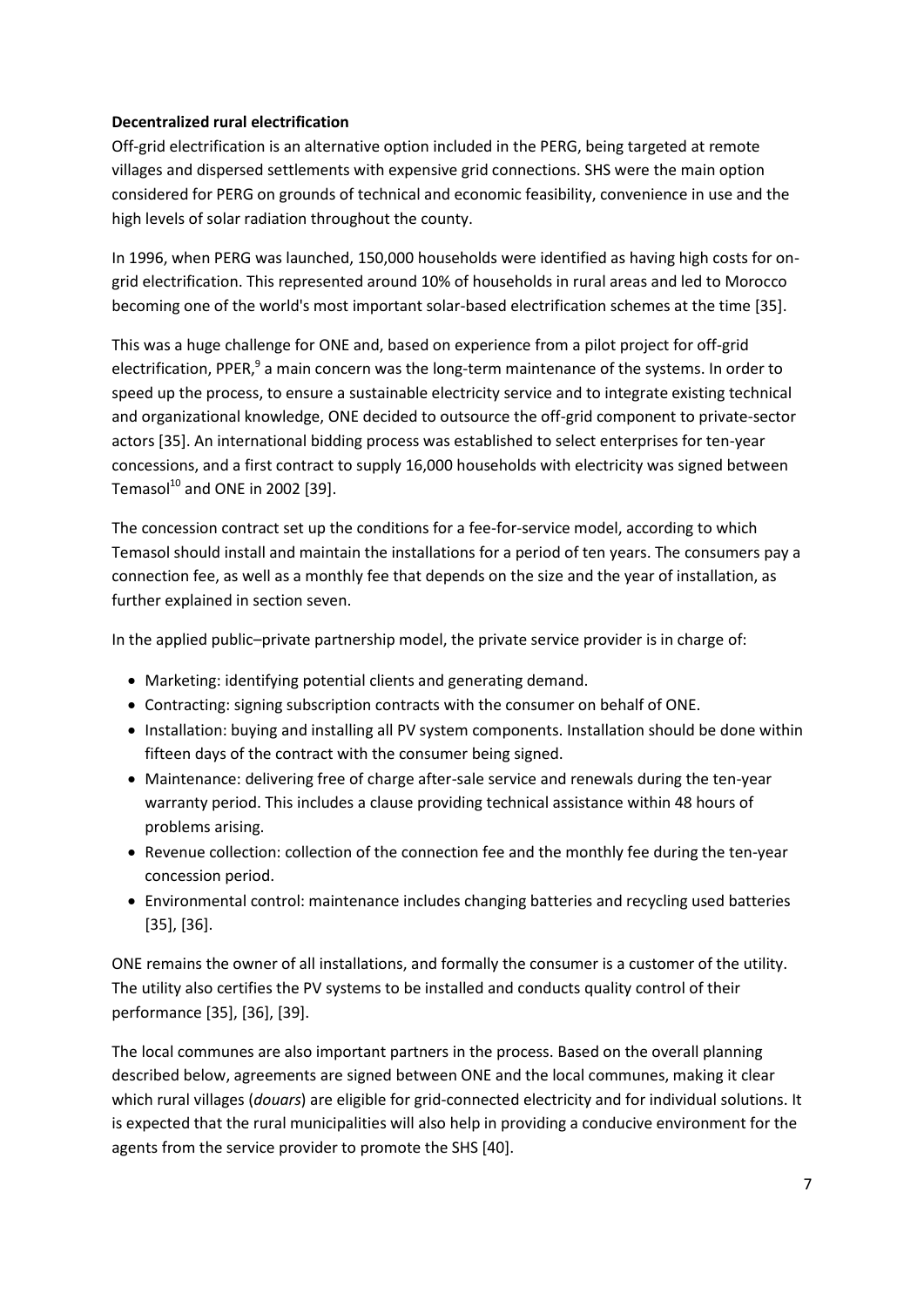**Decentralized rural electrification**

Off-grid electrification is an alternative option included in the PERG, being targeted at remote villages and dispersed settlements with expensive grid connections. SHS were the main option considered for PERG on grounds of technical and economic feasibility, convenience in use and the high levels of solar radiation throughout the county.

In 1996, when PERG was launched, 150,000 households were identified as having high costs for on-grid electrification. This represented around 10% of households in rural areas and led to Morocco becoming one of the world's most important solar-based electrification schemes at the time [35].

This was a huge challenge for ONE and, based on experience from a pilot project for off-grid electrification, PPER,[9] a main concern was the long-term maintenance of the systems. In order to speed up the process, to ensure a sustainable electricity service and to integrate existing technical and organizational knowledge, ONE decided to outsource the off-grid component to private-sector actors [35]. An international bidding process was established to select enterprises for ten-year concessions, and a first contract to supply 16,000 households with electricity was signed between Temasol[10] and ONE in 2002 [39].

The concession contract set up the conditions for a fee-for-service model, according to which Temasol should install and maintain the installations for a period of ten years. The consumers pay a connection fee, as well as a monthly fee that depends on the size and the year of installation, as further explained in section seven.

In the applied public–private partnership model, the private service provider is in charge of:

- Marketing: identifying potential clients and generating demand.
- Contracting: signing subscription contracts with the consumer on behalf of ONE.
- Installation: buying and installing all PV system components. Installation should be done within fifteen days of the contract with the consumer being signed.
- Maintenance: delivering free of charge after-sale service and renewals during the ten-year warranty period. This includes a clause providing technical assistance within 48 hours of problems arising.
- Revenue collection: collection of the connection fee and the monthly fee during the ten-year concession period.
- Environmental control: maintenance includes changing batteries and recycling used batteries [35], [36].

ONE remains the owner of all installations, and formally the consumer is a customer of the utility. The utility also certifies the PV systems to be installed and conducts quality control of their performance [35], [36], [39].

The local communes are also important partners in the process. Based on the overall planning described below, agreements are signed between ONE and the local communes, making it clear which rural villages (*douars*) are eligible for grid-connected electricity and for individual solutions. It is expected that the rural municipalities will also help in providing a conducive environment for the agents from the service provider to promote the SHS [40].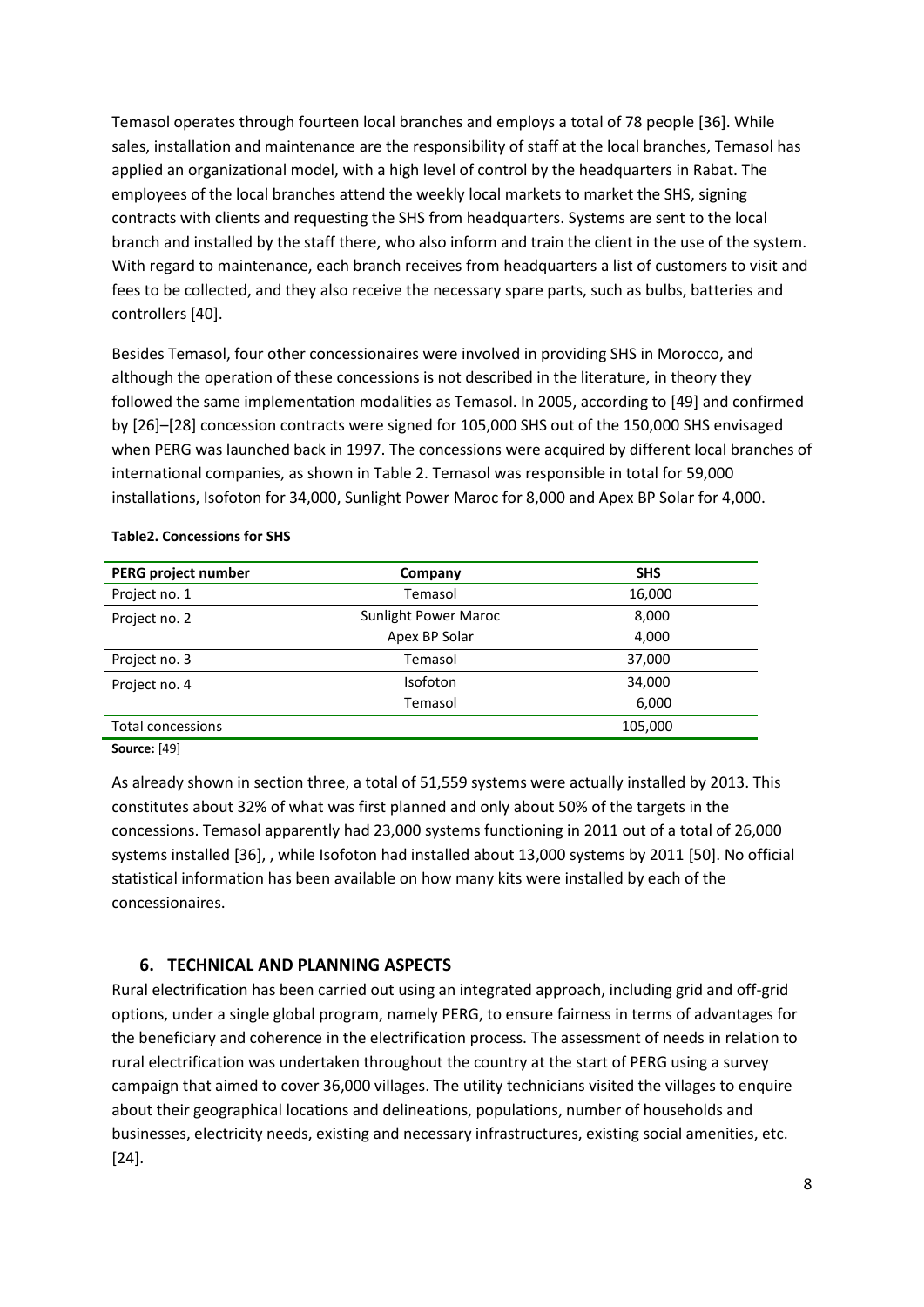Temasol operates through fourteen local branches and employs a total of 78 people [36]. While sales, installation and maintenance are the responsibility of staff at the local branches, Temasol has applied an organizational model, with a high level of control by the headquarters in Rabat. The employees of the local branches attend the weekly local markets to market the SHS, signing contracts with clients and requesting the SHS from headquarters. Systems are sent to the local branch and installed by the staff there, who also inform and train the client in the use of the system. With regard to maintenance, each branch receives from headquarters a list of customers to visit and fees to be collected, and they also receive the necessary spare parts, such as bulbs, batteries and controllers [40].

Besides Temasol, four other concessionaires were involved in providing SHS in Morocco, and although the operation of these concessions is not described in the literature, in theory they followed the same implementation modalities as Temasol. In 2005, according to [49] and confirmed by [26]–[28] concession contracts were signed for 105,000 SHS out of the 150,000 SHS envisaged when PERG was launched back in 1997. The concessions were acquired by different local branches of international companies, as shown in Table 2. Temasol was responsible in total for 59,000 installations, Isofoton for 34,000, Sunlight Power Maroc for 8,000 and Apex BP Solar for 4,000.

**Table2. Concessions for SHS**

| PERG project number | Company | SHS |
|---|---|---|
| Project no. 1 | Temasol | 16,000 |
| Project no. 2 | Sunlight Power Maroc | 8,000 |
| | Apex BP Solar | 4,000 |
| Project no. 3 | Temasol | 37,000 |
| Project no. 4 | Isofoton | 34,000 |
| | Temasol | 6,000 |
| Total concessions | | 105,000 |

**Source:** [49]

As already shown in section three, a total of 51,559 systems were actually installed by 2013. This constitutes about 32% of what was first planned and only about 50% of the targets in the concessions. Temasol apparently had 23,000 systems functioning in 2011 out of a total of 26,000 systems installed [36], , while Isofoton had installed about 13,000 systems by 2011 [50]. No official statistical information has been available on how many kits were installed by each of the concessionaires.

## 6. TECHNICAL AND PLANNING ASPECTS

Rural electrification has been carried out using an integrated approach, including grid and off-grid options, under a single global program, namely PERG, to ensure fairness in terms of advantages for the beneficiary and coherence in the electrification process. The assessment of needs in relation to rural electrification was undertaken throughout the country at the start of PERG using a survey campaign that aimed to cover 36,000 villages. The utility technicians visited the villages to enquire about their geographical locations and delineations, populations, number of households and businesses, electricity needs, existing and necessary infrastructures, existing social amenities, etc. [24].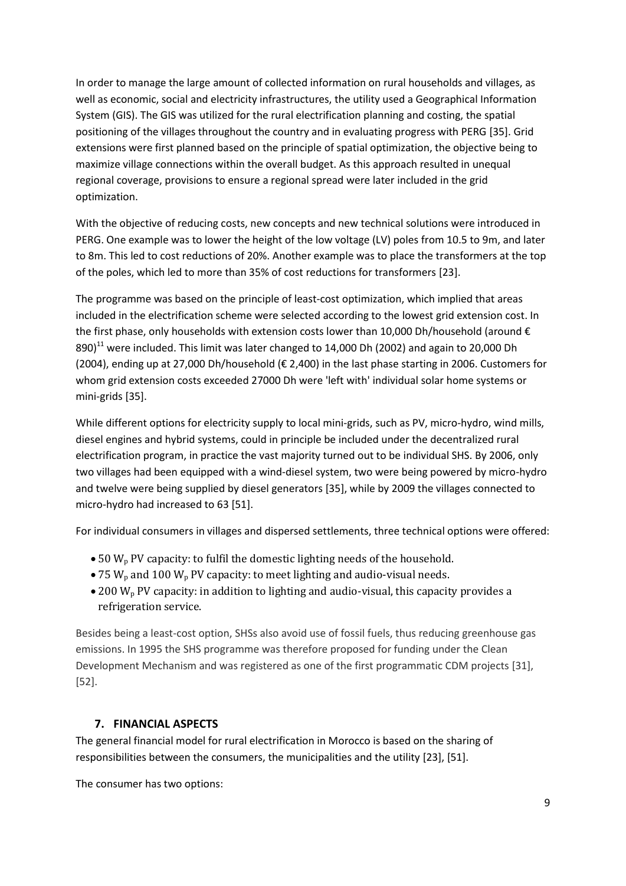In order to manage the large amount of collected information on rural households and villages, as well as economic, social and electricity infrastructures, the utility used a Geographical Information System (GIS). The GIS was utilized for the rural electrification planning and costing, the spatial positioning of the villages throughout the country and in evaluating progress with PERG [35]. Grid extensions were first planned based on the principle of spatial optimization, the objective being to maximize village connections within the overall budget. As this approach resulted in unequal regional coverage, provisions to ensure a regional spread were later included in the grid optimization.

With the objective of reducing costs, new concepts and new technical solutions were introduced in PERG. One example was to lower the height of the low voltage (LV) poles from 10.5 to 9m, and later to 8m. This led to cost reductions of 20%. Another example was to place the transformers at the top of the poles, which led to more than 35% of cost reductions for transformers [23].

The programme was based on the principle of least-cost optimization, which implied that areas included in the electrification scheme were selected according to the lowest grid extension cost. In the first phase, only households with extension costs lower than 10,000 Dh/household (around € 890)[11] were included. This limit was later changed to 14,000 Dh (2002) and again to 20,000 Dh (2004), ending up at 27,000 Dh/household (€ 2,400) in the last phase starting in 2006. Customers for whom grid extension costs exceeded 27000 Dh were 'left with' individual solar home systems or mini-grids [35].

While different options for electricity supply to local mini-grids, such as PV, micro-hydro, wind mills, diesel engines and hybrid systems, could in principle be included under the decentralized rural electrification program, in practice the vast majority turned out to be individual SHS. By 2006, only two villages had been equipped with a wind-diesel system, two were being powered by micro-hydro and twelve were being supplied by diesel generators [35], while by 2009 the villages connected to micro-hydro had increased to 63 [51].

For individual consumers in villages and dispersed settlements, three technical options were offered:

- 50 $W_p$ PV capacity: to fulfil the domestic lighting needs of the household.
- 75 $W_p$ and 100 $W_p$ PV capacity: to meet lighting and audio-visual needs.
- 200 $W_p$ PV capacity: in addition to lighting and audio-visual, this capacity provides a refrigeration service.

Besides being a least-cost option, SHSs also avoid use of fossil fuels, thus reducing greenhouse gas emissions. In 1995 the SHS programme was therefore proposed for funding under the Clean Development Mechanism and was registered as one of the first programmatic CDM projects [31], [52].

## 7. FINANCIAL ASPECTS

The general financial model for rural electrification in Morocco is based on the sharing of responsibilities between the consumers, the municipalities and the utility [23], [51].

The consumer has two options: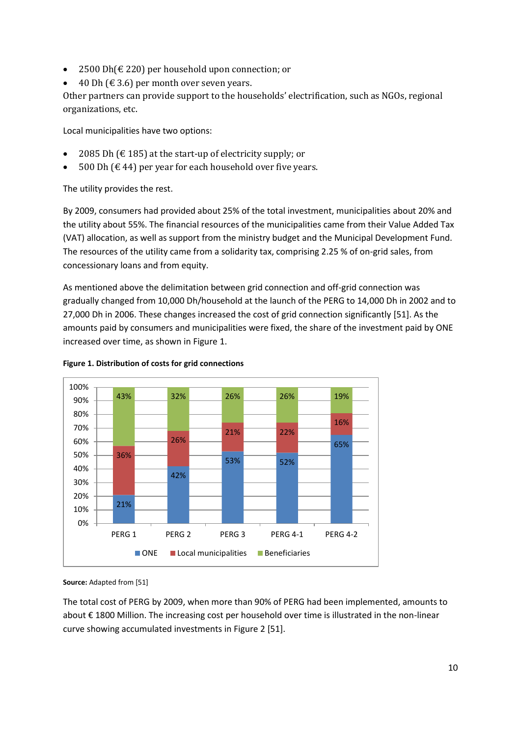- 2500 Dh(€ 220) per household upon connection; or
- 40 Dh (€ 3.6) per month over seven years.

Other partners can provide support to the households' electrification, such as NGOs, regional organizations, etc.

Local municipalities have two options:

- 2085 Dh (€ 185) at the start-up of electricity supply; or
- 500 Dh (€ 44) per year for each household over five years.

The utility provides the rest.

By 2009, consumers had provided about 25% of the total investment, municipalities about 20% and the utility about 55%. The financial resources of the municipalities came from their Value Added Tax (VAT) allocation, as well as support from the ministry budget and the Municipal Development Fund. The resources of the utility came from a solidarity tax, comprising 2.25 % of on-grid sales, from concessionary loans and from equity.

As mentioned above the delimitation between grid connection and off-grid connection was gradually changed from 10,000 Dh/household at the launch of the PERG to 14,000 Dh in 2002 and to 27,000 Dh in 2006. These changes increased the cost of grid connection significantly [51]. As the amounts paid by consumers and municipalities were fixed, the share of the investment paid by ONE increased over time, as shown in Figure 1.

**Figure 1. Distribution of costs for grid connections**

| | PERG 1 | PERG 2 | PERG 3 | PERG 4-1 | PERG 4-2 |
|---|---|---|---|---|---|
| ONE | 21% | 42% | 53% | 52% | 65% |
| Local municipalities | 36% | 26% | 21% | 22% | 16% |
| Beneficiaries | 43% | 32% | 26% | 26% | 19% |

**Source:** Adapted from [51]

The total cost of PERG by 2009, when more than 90% of PERG had been implemented, amounts to about € 1800 Million. The increasing cost per household over time is illustrated in the non-linear curve showing accumulated investments in Figure 2 [51].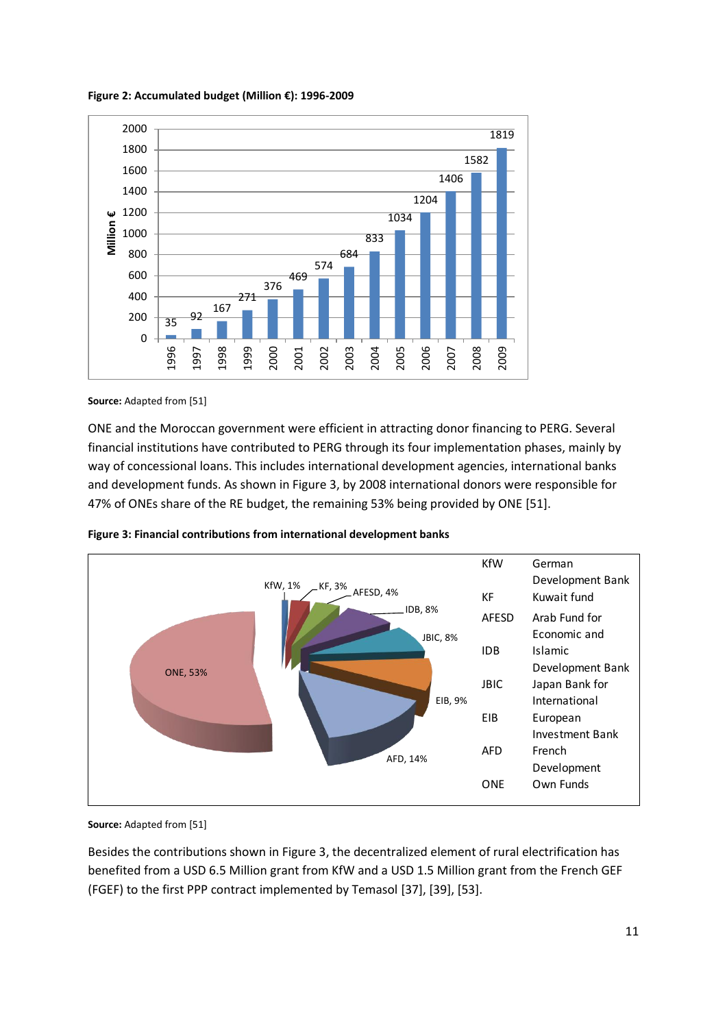**Figure 2: Accumulated budget (Million €): 1996-2009**

**Source:** Adapted from [51]

ONE and the Moroccan government were efficient in attracting donor financing to PERG. Several financial institutions have contributed to PERG through its four implementation phases, mainly by way of concessional loans. This includes international development agencies, international banks and development funds. As shown in Figure 3, by 2008 international donors were responsible for 47% of ONEs share of the RE budget, the remaining 53% being provided by ONE [51].

**Figure 3: Financial contributions from international development banks**

**Source:** Adapted from [51]

Besides the contributions shown in Figure 3, the decentralized element of rural electrification has benefited from a USD 6.5 Million grant from KfW and a USD 1.5 Million grant from the French GEF (FGEF) to the first PPP contract implemented by Temasol [37], [39], [53].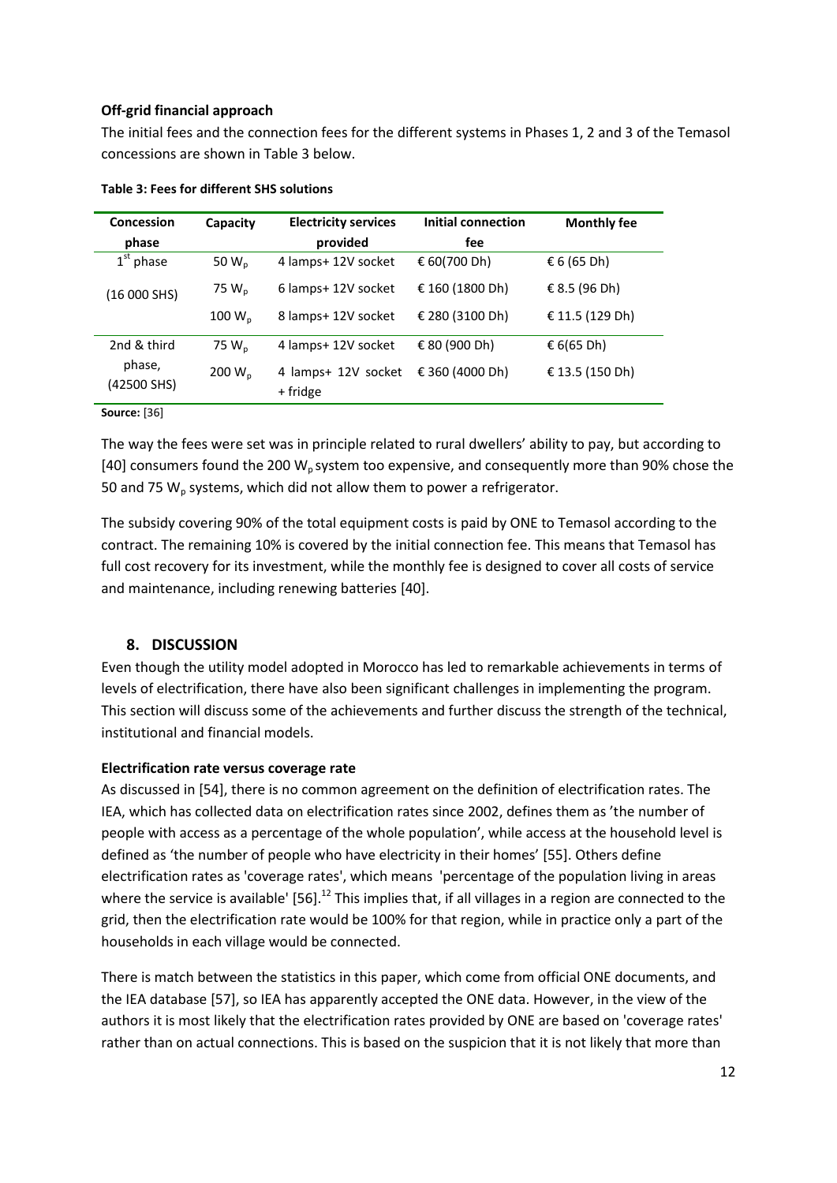**Off-grid financial approach**

The initial fees and the connection fees for the different systems in Phases 1, 2 and 3 of the Temasol concessions are shown in Table 3 below.

**Table 3: Fees for different SHS solutions**

| Concession phase | Capacity | Electricity services provided | Initial connection fee | Monthly fee |
|---|---|---|---|---|
| 1st phase | 50 $W_p$ | 4 lamps+ 12V socket | € 60(700 Dh) | € 6 (65 Dh) |
| (16 000 SHS) | 75 $W_p$ | 6 lamps+ 12V socket | € 160 (1800 Dh) | € 8.5 (96 Dh) |
| | 100 $W_p$ | 8 lamps+ 12V socket | € 280 (3100 Dh) | € 11.5 (129 Dh) |
| 2nd & third phase, | 75 $W_p$ | 4 lamps+ 12V socket | € 80 (900 Dh) | € 6(65 Dh) |
| (42500 SHS) | 200 $W_p$ | 4 lamps+ 12V socket + fridge | € 360 (4000 Dh) | € 13.5 (150 Dh) |

**Source:** [36]

The way the fees were set was in principle related to rural dwellers' ability to pay, but according to [40] consumers found the 200 $W_p$ system too expensive, and consequently more than 90% chose the 50 and 75 $W_p$ systems, which did not allow them to power a refrigerator.

The subsidy covering 90% of the total equipment costs is paid by ONE to Temasol according to the contract. The remaining 10% is covered by the initial connection fee. This means that Temasol has full cost recovery for its investment, while the monthly fee is designed to cover all costs of service and maintenance, including renewing batteries [40].

## 8. DISCUSSION

Even though the utility model adopted in Morocco has led to remarkable achievements in terms of levels of electrification, there have also been significant challenges in implementing the program. This section will discuss some of the achievements and further discuss the strength of the technical, institutional and financial models.

**Electrification rate versus coverage rate**

As discussed in [54], there is no common agreement on the definition of electrification rates. The IEA, which has collected data on electrification rates since 2002, defines them as 'the number of people with access as a percentage of the whole population', while access at the household level is defined as 'the number of people who have electricity in their homes' [55]. Others define electrification rates as 'coverage rates', which means 'percentage of the population living in areas where the service is available' [56].[12] This implies that, if all villages in a region are connected to the grid, then the electrification rate would be 100% for that region, while in practice only a part of the households in each village would be connected.

There is match between the statistics in this paper, which come from official ONE documents, and the IEA database [57], so IEA has apparently accepted the ONE data. However, in the view of the authors it is most likely that the electrification rates provided by ONE are based on 'coverage rates' rather than on actual connections. This is based on the suspicion that it is not likely that more than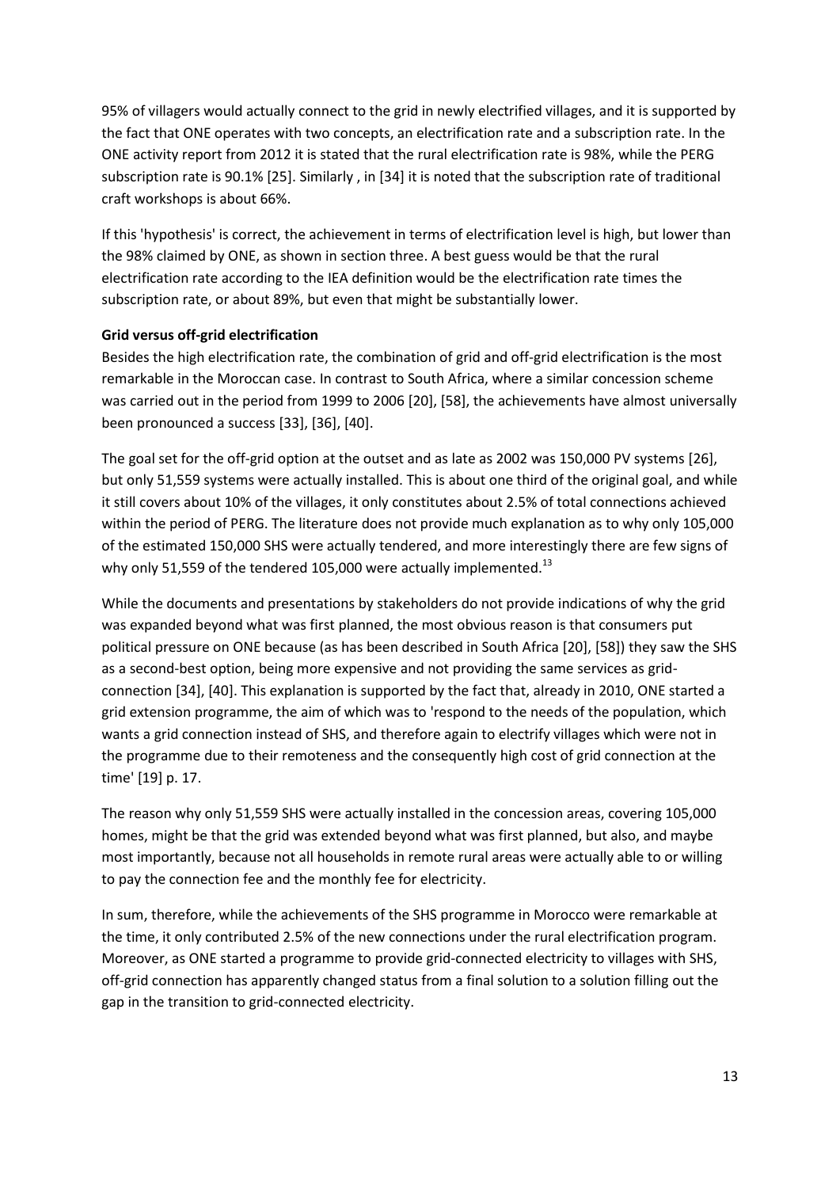95% of villagers would actually connect to the grid in newly electrified villages, and it is supported by the fact that ONE operates with two concepts, an electrification rate and a subscription rate. In the ONE activity report from 2012 it is stated that the rural electrification rate is 98%, while the PERG subscription rate is 90.1% [25]. Similarly , in [34] it is noted that the subscription rate of traditional craft workshops is about 66%.

If this 'hypothesis' is correct, the achievement in terms of electrification level is high, but lower than the 98% claimed by ONE, as shown in section three. A best guess would be that the rural electrification rate according to the IEA definition would be the electrification rate times the subscription rate, or about 89%, but even that might be substantially lower.

**Grid versus off-grid electrification**

Besides the high electrification rate, the combination of grid and off-grid electrification is the most remarkable in the Moroccan case. In contrast to South Africa, where a similar concession scheme was carried out in the period from 1999 to 2006 [20], [58], the achievements have almost universally been pronounced a success [33], [36], [40].

The goal set for the off-grid option at the outset and as late as 2002 was 150,000 PV systems [26], but only 51,559 systems were actually installed. This is about one third of the original goal, and while it still covers about 10% of the villages, it only constitutes about 2.5% of total connections achieved within the period of PERG. The literature does not provide much explanation as to why only 105,000 of the estimated 150,000 SHS were actually tendered, and more interestingly there are few signs of why only 51,559 of the tendered 105,000 were actually implemented.[13]

While the documents and presentations by stakeholders do not provide indications of why the grid was expanded beyond what was first planned, the most obvious reason is that consumers put political pressure on ONE because (as has been described in South Africa [20], [58]) they saw the SHS as a second-best option, being more expensive and not providing the same services as grid-connection [34], [40]. This explanation is supported by the fact that, already in 2010, ONE started a grid extension programme, the aim of which was to 'respond to the needs of the population, which wants a grid connection instead of SHS, and therefore again to electrify villages which were not in the programme due to their remoteness and the consequently high cost of grid connection at the time' [19] p. 17.

The reason why only 51,559 SHS were actually installed in the concession areas, covering 105,000 homes, might be that the grid was extended beyond what was first planned, but also, and maybe most importantly, because not all households in remote rural areas were actually able to or willing to pay the connection fee and the monthly fee for electricity.

In sum, therefore, while the achievements of the SHS programme in Morocco were remarkable at the time, it only contributed 2.5% of the new connections under the rural electrification program. Moreover, as ONE started a programme to provide grid-connected electricity to villages with SHS, off-grid connection has apparently changed status from a final solution to a solution filling out the gap in the transition to grid-connected electricity.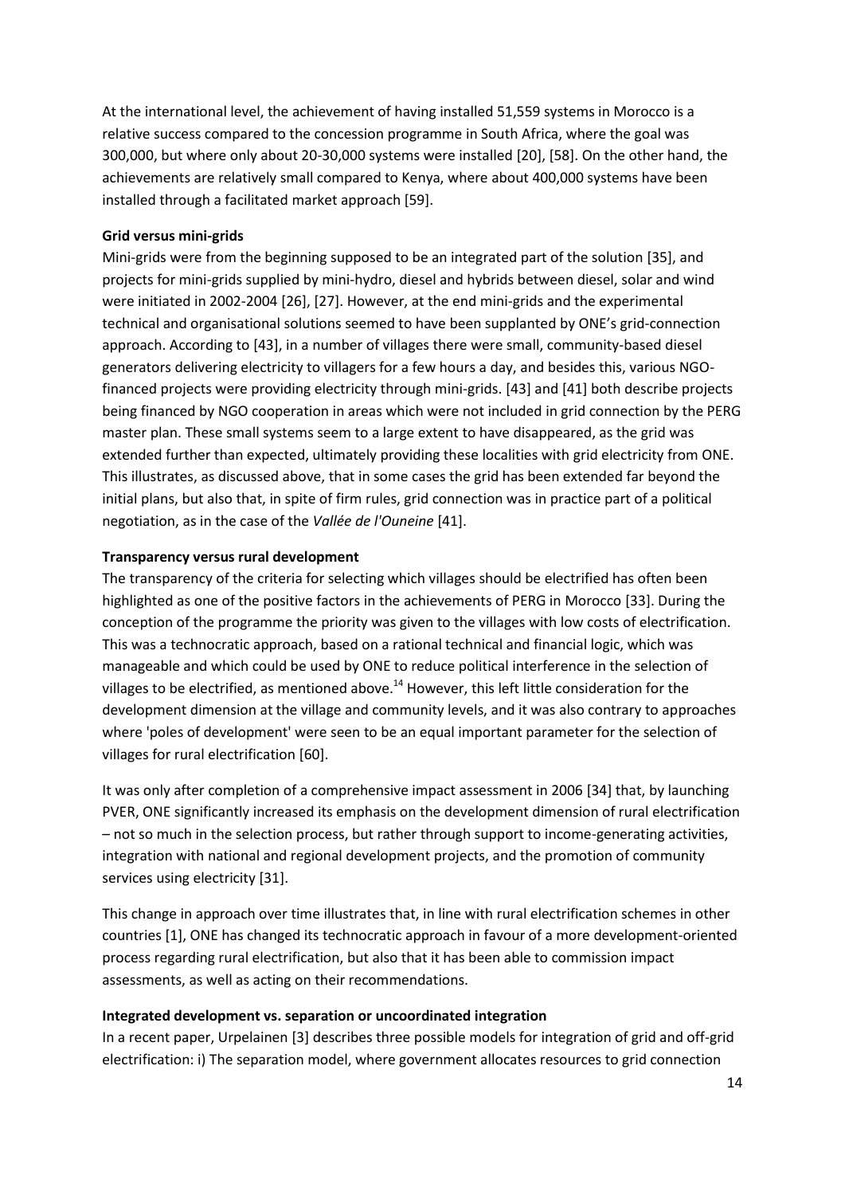At the international level, the achievement of having installed 51,559 systems in Morocco is a relative success compared to the concession programme in South Africa, where the goal was 300,000, but where only about 20-30,000 systems were installed [20], [58]. On the other hand, the achievements are relatively small compared to Kenya, where about 400,000 systems have been installed through a facilitated market approach [59].

**Grid versus mini-grids**

Mini-grids were from the beginning supposed to be an integrated part of the solution [35], and projects for mini-grids supplied by mini-hydro, diesel and hybrids between diesel, solar and wind were initiated in 2002-2004 [26], [27]. However, at the end mini-grids and the experimental technical and organisational solutions seemed to have been supplanted by ONE's grid-connection approach. According to [43], in a number of villages there were small, community-based diesel generators delivering electricity to villagers for a few hours a day, and besides this, various NGO-financed projects were providing electricity through mini-grids. [43] and [41] both describe projects being financed by NGO cooperation in areas which were not included in grid connection by the PERG master plan. These small systems seem to a large extent to have disappeared, as the grid was extended further than expected, ultimately providing these localities with grid electricity from ONE. This illustrates, as discussed above, that in some cases the grid has been extended far beyond the initial plans, but also that, in spite of firm rules, grid connection was in practice part of a political negotiation, as in the case of the *Vallée de l'Ouneine* [41].

**Transparency versus rural development**

The transparency of the criteria for selecting which villages should be electrified has often been highlighted as one of the positive factors in the achievements of PERG in Morocco [33]. During the conception of the programme the priority was given to the villages with low costs of electrification. This was a technocratic approach, based on a rational technical and financial logic, which was manageable and which could be used by ONE to reduce political interference in the selection of villages to be electrified, as mentioned above.[14] However, this left little consideration for the development dimension at the village and community levels, and it was also contrary to approaches where 'poles of development' were seen to be an equal important parameter for the selection of villages for rural electrification [60].

It was only after completion of a comprehensive impact assessment in 2006 [34] that, by launching PVER, ONE significantly increased its emphasis on the development dimension of rural electrification – not so much in the selection process, but rather through support to income-generating activities, integration with national and regional development projects, and the promotion of community services using electricity [31].

This change in approach over time illustrates that, in line with rural electrification schemes in other countries [1], ONE has changed its technocratic approach in favour of a more development-oriented process regarding rural electrification, but also that it has been able to commission impact assessments, as well as acting on their recommendations.

**Integrated development vs. separation or uncoordinated integration**

In a recent paper, Urpelainen [3] describes three possible models for integration of grid and off-grid electrification: i) The separation model, where government allocates resources to grid connection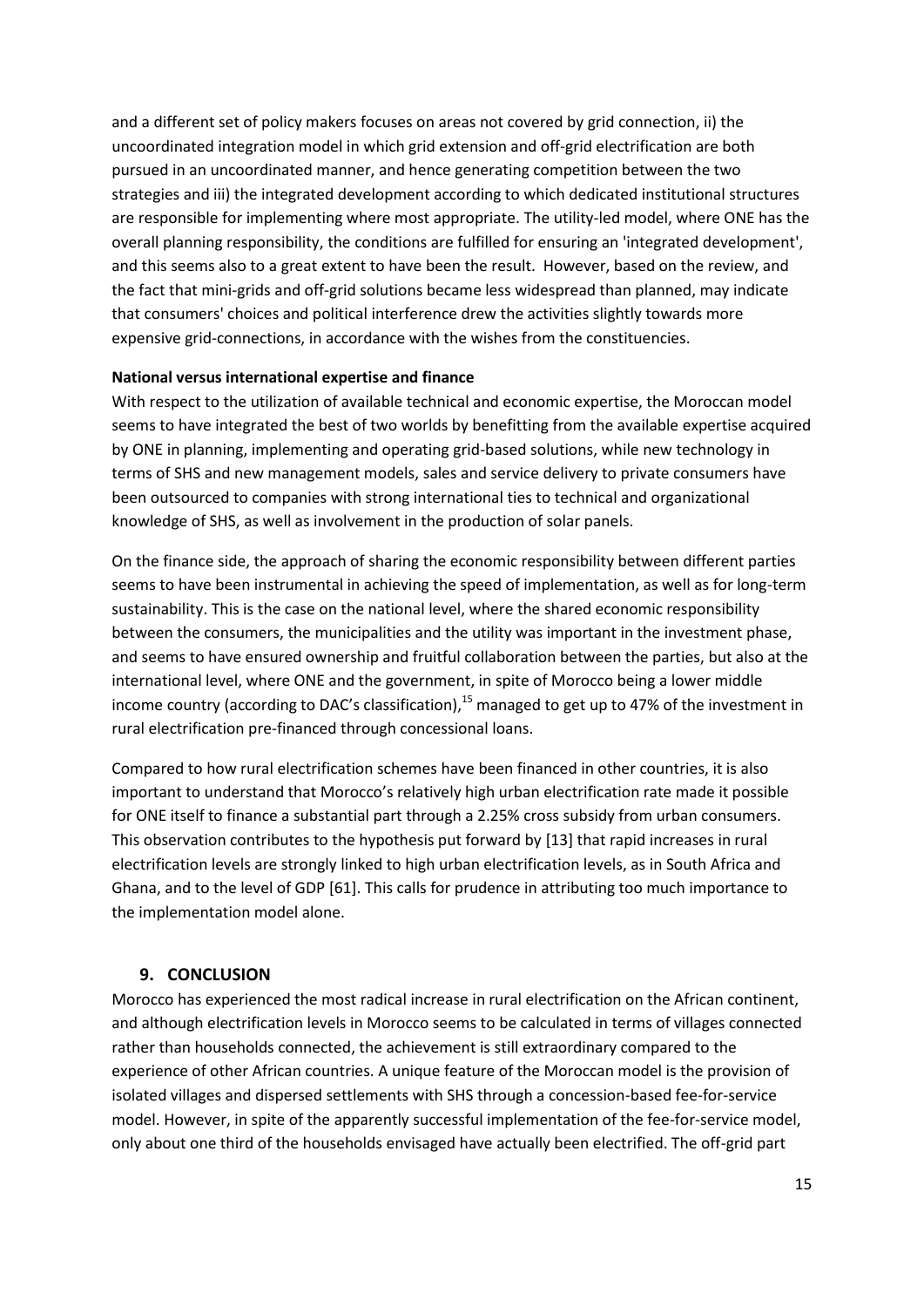and a different set of policy makers focuses on areas not covered by grid connection, ii) the uncoordinated integration model in which grid extension and off-grid electrification are both pursued in an uncoordinated manner, and hence generating competition between the two strategies and iii) the integrated development according to which dedicated institutional structures are responsible for implementing where most appropriate. The utility-led model, where ONE has the overall planning responsibility, the conditions are fulfilled for ensuring an 'integrated development', and this seems also to a great extent to have been the result. However, based on the review, and the fact that mini-grids and off-grid solutions became less widespread than planned, may indicate that consumers' choices and political interference drew the activities slightly towards more expensive grid-connections, in accordance with the wishes from the constituencies.

**National versus international expertise and finance**

With respect to the utilization of available technical and economic expertise, the Moroccan model seems to have integrated the best of two worlds by benefitting from the available expertise acquired by ONE in planning, implementing and operating grid-based solutions, while new technology in terms of SHS and new management models, sales and service delivery to private consumers have been outsourced to companies with strong international ties to technical and organizational knowledge of SHS, as well as involvement in the production of solar panels.

On the finance side, the approach of sharing the economic responsibility between different parties seems to have been instrumental in achieving the speed of implementation, as well as for long-term sustainability. This is the case on the national level, where the shared economic responsibility between the consumers, the municipalities and the utility was important in the investment phase, and seems to have ensured ownership and fruitful collaboration between the parties, but also at the international level, where ONE and the government, in spite of Morocco being a lower middle income country (according to DAC's classification),[15] managed to get up to 47% of the investment in rural electrification pre-financed through concessional loans.

Compared to how rural electrification schemes have been financed in other countries, it is also important to understand that Morocco's relatively high urban electrification rate made it possible for ONE itself to finance a substantial part through a 2.25% cross subsidy from urban consumers. This observation contributes to the hypothesis put forward by [13] that rapid increases in rural electrification levels are strongly linked to high urban electrification levels, as in South Africa and Ghana, and to the level of GDP [61]. This calls for prudence in attributing too much importance to the implementation model alone.

## 9. CONCLUSION

Morocco has experienced the most radical increase in rural electrification on the African continent, and although electrification levels in Morocco seems to be calculated in terms of villages connected rather than households connected, the achievement is still extraordinary compared to the experience of other African countries. A unique feature of the Moroccan model is the provision of isolated villages and dispersed settlements with SHS through a concession-based fee-for-service model. However, in spite of the apparently successful implementation of the fee-for-service model, only about one third of the households envisaged have actually been electrified. The off-grid part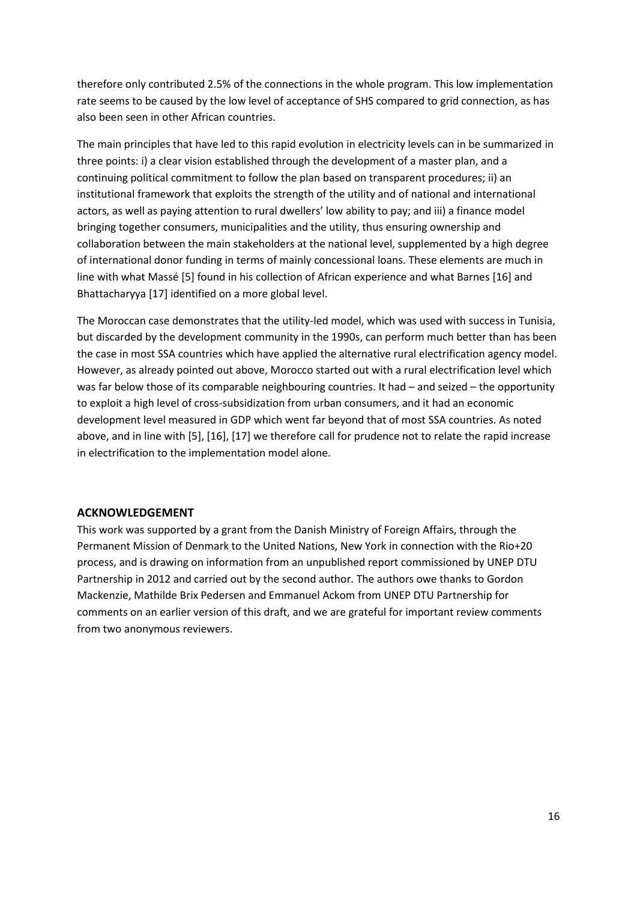therefore only contributed 2.5% of the connections in the whole program. This low implementation rate seems to be caused by the low level of acceptance of SHS compared to grid connection, as has also been seen in other African countries.

The main principles that have led to this rapid evolution in electricity levels can in be summarized in three points: i) a clear vision established through the development of a master plan, and a continuing political commitment to follow the plan based on transparent procedures; ii) an institutional framework that exploits the strength of the utility and of national and international actors, as well as paying attention to rural dwellers' low ability to pay; and iii) a finance model bringing together consumers, municipalities and the utility, thus ensuring ownership and collaboration between the main stakeholders at the national level, supplemented by a high degree of international donor funding in terms of mainly concessional loans. These elements are much in line with what Massé [5] found in his collection of African experience and what Barnes [16] and Bhattacharyya [17] identified on a more global level.

The Moroccan case demonstrates that the utility-led model, which was used with success in Tunisia, but discarded by the development community in the 1990s, can perform much better than has been the case in most SSA countries which have applied the alternative rural electrification agency model. However, as already pointed out above, Morocco started out with a rural electrification level which was far below those of its comparable neighbouring countries. It had – and seized – the opportunity to exploit a high level of cross-subsidization from urban consumers, and it had an economic development level measured in GDP which went far beyond that of most SSA countries. As noted above, and in line with [5], [16], [17] we therefore call for prudence not to relate the rapid increase in electrification to the implementation model alone.

## ACKNOWLEDGEMENT

This work was supported by a grant from the Danish Ministry of Foreign Affairs, through the Permanent Mission of Denmark to the United Nations, New York in connection with the Rio+20 process, and is drawing on information from an unpublished report commissioned by UNEP DTU Partnership in 2012 and carried out by the second author. The authors owe thanks to Gordon Mackenzie, Mathilde Brix Pedersen and Emmanuel Ackom from UNEP DTU Partnership for comments on an earlier version of this draft, and we are grateful for important review comments from two anonymous reviewers.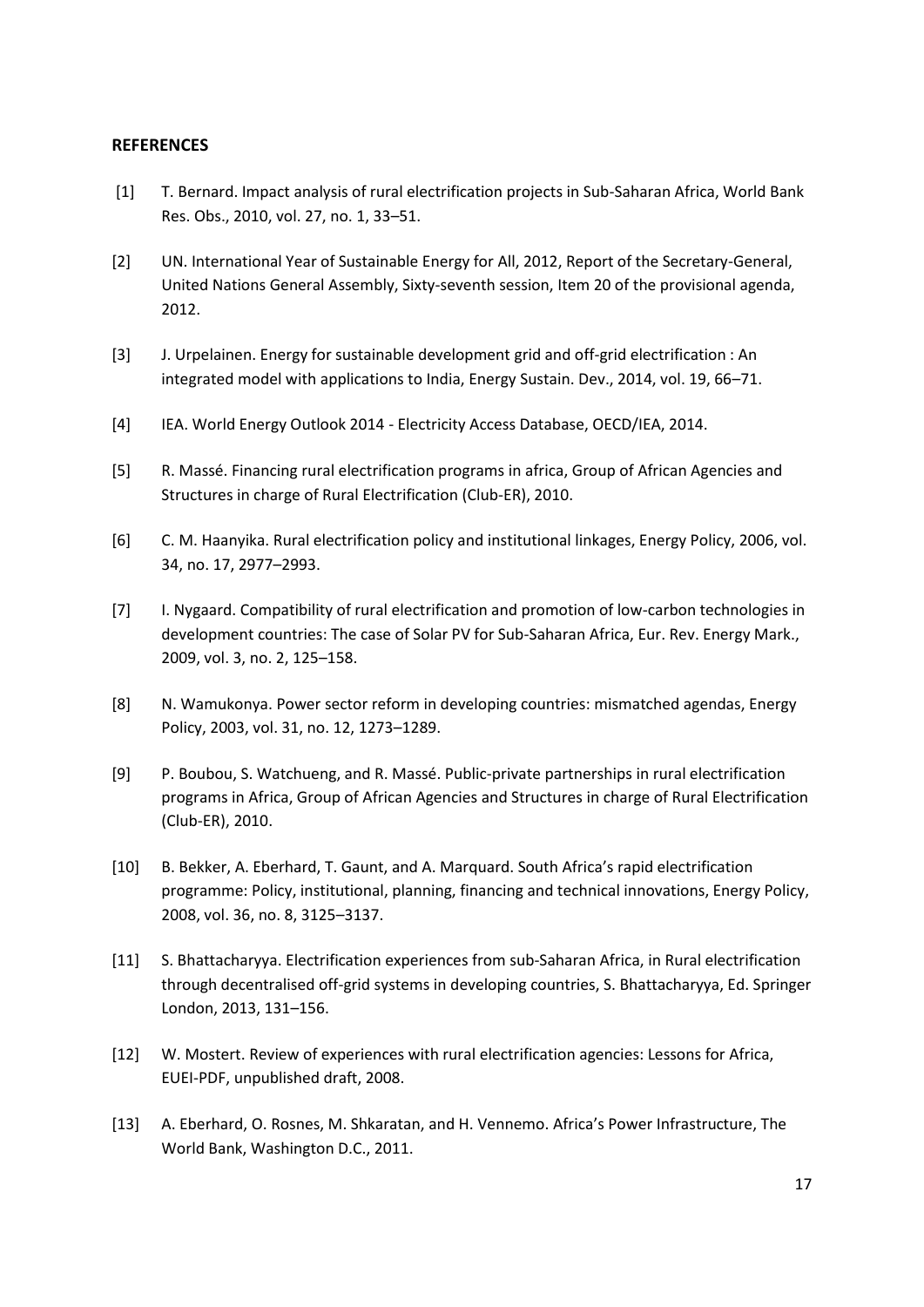**REFERENCES**

[1] T. Bernard. Impact analysis of rural electrification projects in Sub-Saharan Africa, World Bank Res. Obs., 2010, vol. 27, no. 1, 33–51.

[2] UN. International Year of Sustainable Energy for All, 2012, Report of the Secretary-General, United Nations General Assembly, Sixty-seventh session, Item 20 of the provisional agenda, 2012.

[3] J. Urpelainen. Energy for sustainable development grid and off-grid electrification : An integrated model with applications to India, Energy Sustain. Dev., 2014, vol. 19, 66–71.

[4] IEA. World Energy Outlook 2014 - Electricity Access Database, OECD/IEA, 2014.

[5] R. Massé. Financing rural electrification programs in africa, Group of African Agencies and Structures in charge of Rural Electrification (Club-ER), 2010.

[6] C. M. Haanyika. Rural electrification policy and institutional linkages, Energy Policy, 2006, vol. 34, no. 17, 2977–2993.

[7] I. Nygaard. Compatibility of rural electrification and promotion of low-carbon technologies in development countries: The case of Solar PV for Sub-Saharan Africa, Eur. Rev. Energy Mark., 2009, vol. 3, no. 2, 125–158.

[8] N. Wamukonya. Power sector reform in developing countries: mismatched agendas, Energy Policy, 2003, vol. 31, no. 12, 1273–1289.

[9] P. Boubou, S. Watchueng, and R. Massé. Public-private partnerships in rural electrification programs in Africa, Group of African Agencies and Structures in charge of Rural Electrification (Club-ER), 2010.

[10] B. Bekker, A. Eberhard, T. Gaunt, and A. Marquard. South Africa's rapid electrification programme: Policy, institutional, planning, financing and technical innovations, Energy Policy, 2008, vol. 36, no. 8, 3125–3137.

[11] S. Bhattacharyya. Electrification experiences from sub-Saharan Africa, in Rural electrification through decentralised off-grid systems in developing countries, S. Bhattacharyya, Ed. Springer London, 2013, 131–156.

[12] W. Mostert. Review of experiences with rural electrification agencies: Lessons for Africa, EUEI-PDF, unpublished draft, 2008.

[13] A. Eberhard, O. Rosnes, M. Shkaratan, and H. Vennemo. Africa's Power Infrastructure, The World Bank, Washington D.C., 2011.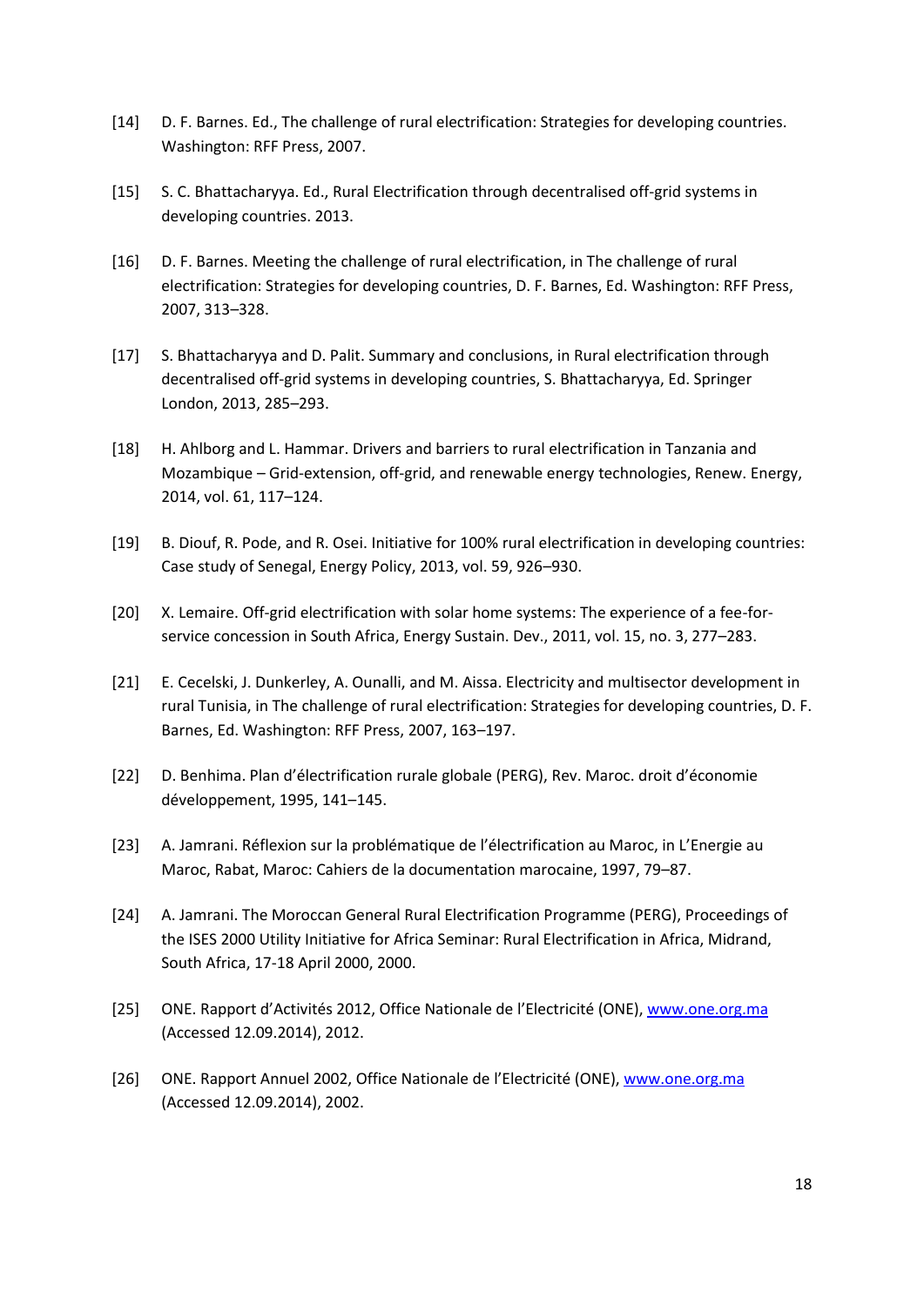[14] D. F. Barnes. Ed., The challenge of rural electrification: Strategies for developing countries. Washington: RFF Press, 2007.

[15] S. C. Bhattacharyya. Ed., Rural Electrification through decentralised off-grid systems in developing countries. 2013.

[16] D. F. Barnes. Meeting the challenge of rural electrification, in The challenge of rural electrification: Strategies for developing countries, D. F. Barnes, Ed. Washington: RFF Press, 2007, 313–328.

[17] S. Bhattacharyya and D. Palit. Summary and conclusions, in Rural electrification through decentralised off-grid systems in developing countries, S. Bhattacharyya, Ed. Springer London, 2013, 285–293.

[18] H. Ahlborg and L. Hammar. Drivers and barriers to rural electrification in Tanzania and Mozambique – Grid-extension, off-grid, and renewable energy technologies, Renew. Energy, 2014, vol. 61, 117–124.

[19] B. Diouf, R. Pode, and R. Osei. Initiative for 100% rural electrification in developing countries: Case study of Senegal, Energy Policy, 2013, vol. 59, 926–930.

[20] X. Lemaire. Off-grid electrification with solar home systems: The experience of a fee-for-service concession in South Africa, Energy Sustain. Dev., 2011, vol. 15, no. 3, 277–283.

[21] E. Cecelski, J. Dunkerley, A. Ounalli, and M. Aissa. Electricity and multisector development in rural Tunisia, in The challenge of rural electrification: Strategies for developing countries, D. F. Barnes, Ed. Washington: RFF Press, 2007, 163–197.

[22] D. Benhima. Plan d'électrification rurale globale (PERG), Rev. Maroc. droit d'économie développement, 1995, 141–145.

[23] A. Jamrani. Réflexion sur la problématique de l'électrification au Maroc, in L'Energie au Maroc, Rabat, Maroc: Cahiers de la documentation marocaine, 1997, 79–87.

[24] A. Jamrani. The Moroccan General Rural Electrification Programme (PERG), Proceedings of the ISES 2000 Utility Initiative for Africa Seminar: Rural Electrification in Africa, Midrand, South Africa, 17-18 April 2000, 2000.

[25] ONE. Rapport d'Activités 2012, Office Nationale de l'Electricité (ONE), www.one.org.ma (Accessed 12.09.2014), 2012.

[26] ONE. Rapport Annuel 2002, Office Nationale de l'Electricité (ONE), www.one.org.ma (Accessed 12.09.2014), 2002.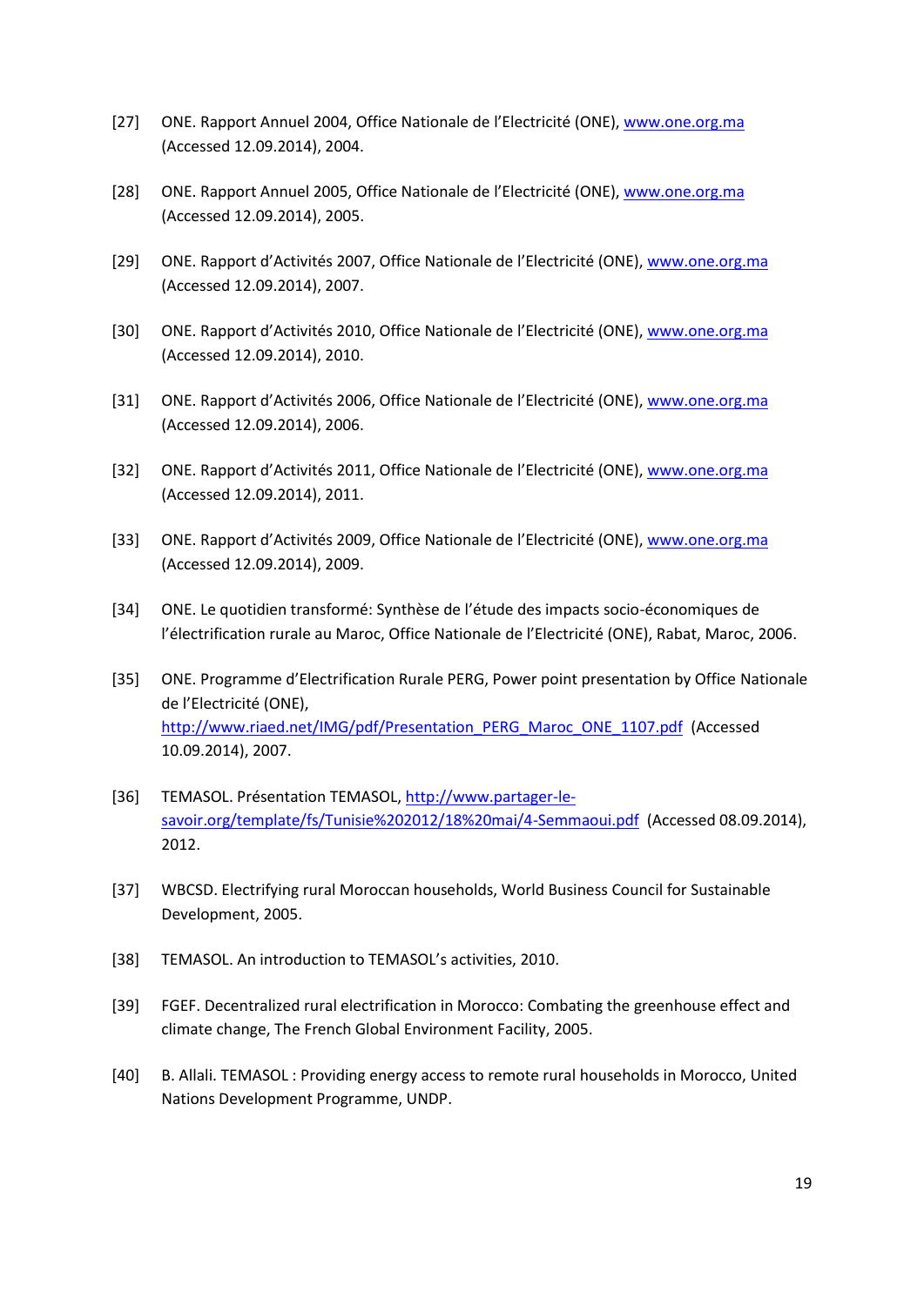[27] ONE. Rapport Annuel 2004, Office Nationale de l'Electricité (ONE), www.one.org.ma (Accessed 12.09.2014), 2004.

[28] ONE. Rapport Annuel 2005, Office Nationale de l'Electricité (ONE), www.one.org.ma (Accessed 12.09.2014), 2005.

[29] ONE. Rapport d'Activités 2007, Office Nationale de l'Electricité (ONE), www.one.org.ma (Accessed 12.09.2014), 2007.

[30] ONE. Rapport d'Activités 2010, Office Nationale de l'Electricité (ONE), www.one.org.ma (Accessed 12.09.2014), 2010.

[31] ONE. Rapport d'Activités 2006, Office Nationale de l'Electricité (ONE), www.one.org.ma (Accessed 12.09.2014), 2006.

[32] ONE. Rapport d'Activités 2011, Office Nationale de l'Electricité (ONE), www.one.org.ma (Accessed 12.09.2014), 2011.

[33] ONE. Rapport d'Activités 2009, Office Nationale de l'Electricité (ONE), www.one.org.ma (Accessed 12.09.2014), 2009.

[34] ONE. Le quotidien transformé: Synthèse de l'étude des impacts socio-économiques de l'électrification rurale au Maroc, Office Nationale de l'Electricité (ONE), Rabat, Maroc, 2006.

[35] ONE. Programme d'Electrification Rurale PERG, Power point presentation by Office Nationale de l'Electricité (ONE), http://www.riaed.net/IMG/pdf/Presentation_PERG_Maroc_ONE_1107.pdf (Accessed 10.09.2014), 2007.

[36] TEMASOL. Présentation TEMASOL, http://www.partager-le-savoir.org/template/fs/Tunisie%202012/18%20mai/4-Semmaoui.pdf (Accessed 08.09.2014), 2012.

[37] WBCSD. Electrifying rural Moroccan households, World Business Council for Sustainable Development, 2005.

[38] TEMASOL. An introduction to TEMASOL's activities, 2010.

[39] FGEF. Decentralized rural electrification in Morocco: Combating the greenhouse effect and climate change, The French Global Environment Facility, 2005.

[40] B. Allali. TEMASOL : Providing energy access to remote rural households in Morocco, United Nations Development Programme, UNDP.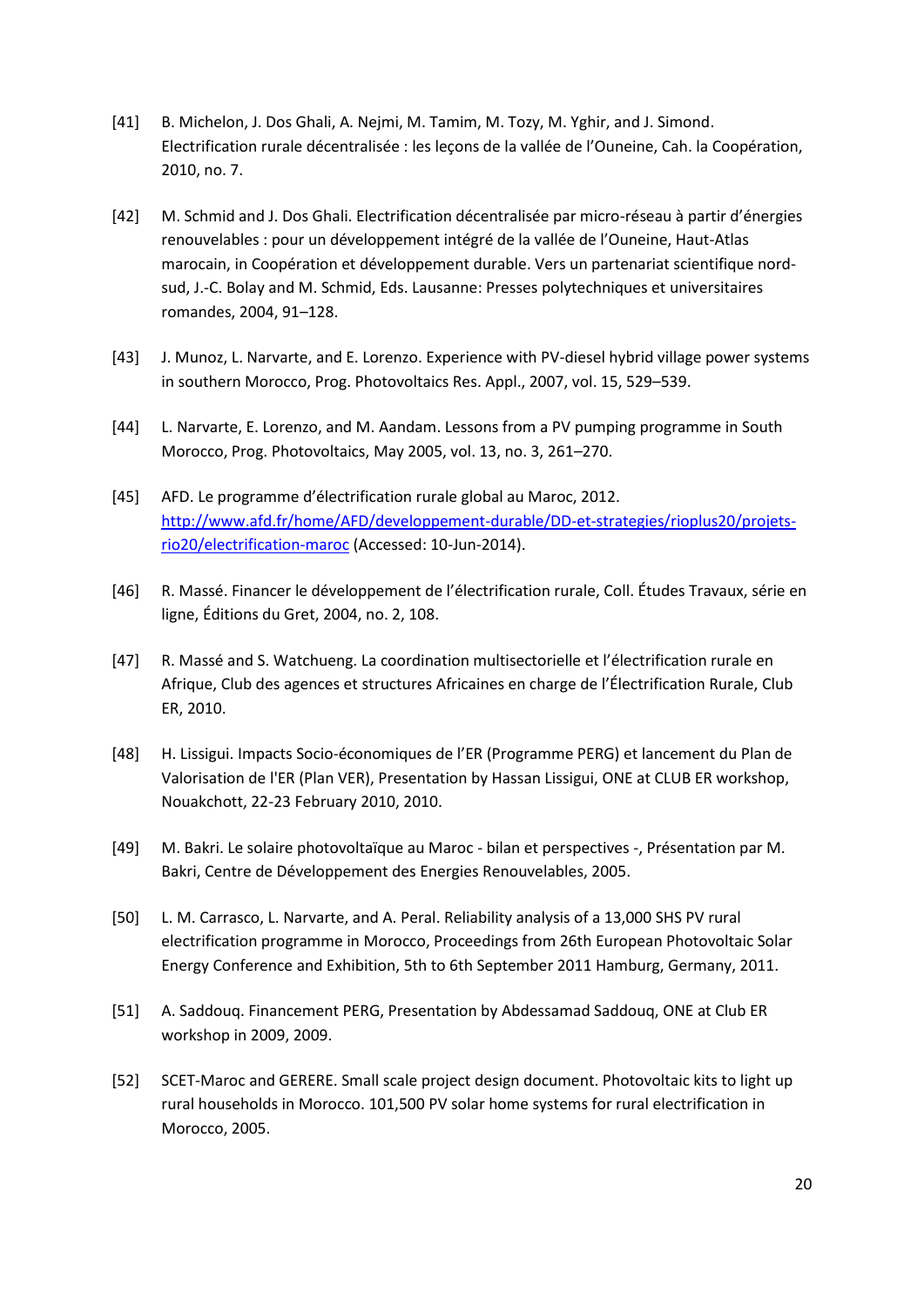[41] B. Michelon, J. Dos Ghali, A. Nejmi, M. Tamim, M. Tozy, M. Yghir, and J. Simond. Electrification rurale décentralisée : les leçons de la vallée de l'Ouneine, Cah. la Coopération, 2010, no. 7.

[42] M. Schmid and J. Dos Ghali. Electrification décentralisée par micro-réseau à partir d'énergies renouvelables : pour un développement intégré de la vallée de l'Ouneine, Haut-Atlas marocain, in Coopération et développement durable. Vers un partenariat scientifique nord-sud, J.-C. Bolay and M. Schmid, Eds. Lausanne: Presses polytechniques et universitaires romandes, 2004, 91–128.

[43] J. Munoz, L. Narvarte, and E. Lorenzo. Experience with PV-diesel hybrid village power systems in southern Morocco, Prog. Photovoltaics Res. Appl., 2007, vol. 15, 529–539.

[44] L. Narvarte, E. Lorenzo, and M. Aandam. Lessons from a PV pumping programme in South Morocco, Prog. Photovoltaics, May 2005, vol. 13, no. 3, 261–270.

[45] AFD. Le programme d'électrification rurale global au Maroc, 2012. [http://www.afd.fr/home/AFD/developpement-durable/DD-et-strategies/rioplus20/projets-rio20/electrification-maroc](http://www.afd.fr/home/AFD/developpement-durable/DD-et-strategies/rioplus20/projets-rio20/electrification-maroc) (Accessed: 10-Jun-2014).

[46] R. Massé. Financer le développement de l'électrification rurale, Coll. Études Travaux, série en ligne, Éditions du Gret, 2004, no. 2, 108.

[47] R. Massé and S. Watchueng. La coordination multisectorielle et l'électrification rurale en Afrique, Club des agences et structures Africaines en charge de l'Électrification Rurale, Club ER, 2010.

[48] H. Lissigui. Impacts Socio-économiques de l'ER (Programme PERG) et lancement du Plan de Valorisation de l'ER (Plan VER), Presentation by Hassan Lissigui, ONE at CLUB ER workshop, Nouakchott, 22-23 February 2010, 2010.

[49] M. Bakri. Le solaire photovoltaïque au Maroc - bilan et perspectives -, Présentation par M. Bakri, Centre de Développement des Energies Renouvelables, 2005.

[50] L. M. Carrasco, L. Narvarte, and A. Peral. Reliability analysis of a 13,000 SHS PV rural electrification programme in Morocco, Proceedings from 26th European Photovoltaic Solar Energy Conference and Exhibition, 5th to 6th September 2011 Hamburg, Germany, 2011.

[51] A. Saddouq. Financement PERG, Presentation by Abdessamad Saddouq, ONE at Club ER workshop in 2009, 2009.

[52] SCET-Maroc and GERERE. Small scale project design document. Photovoltaic kits to light up rural households in Morocco. 101,500 PV solar home systems for rural electrification in Morocco, 2005.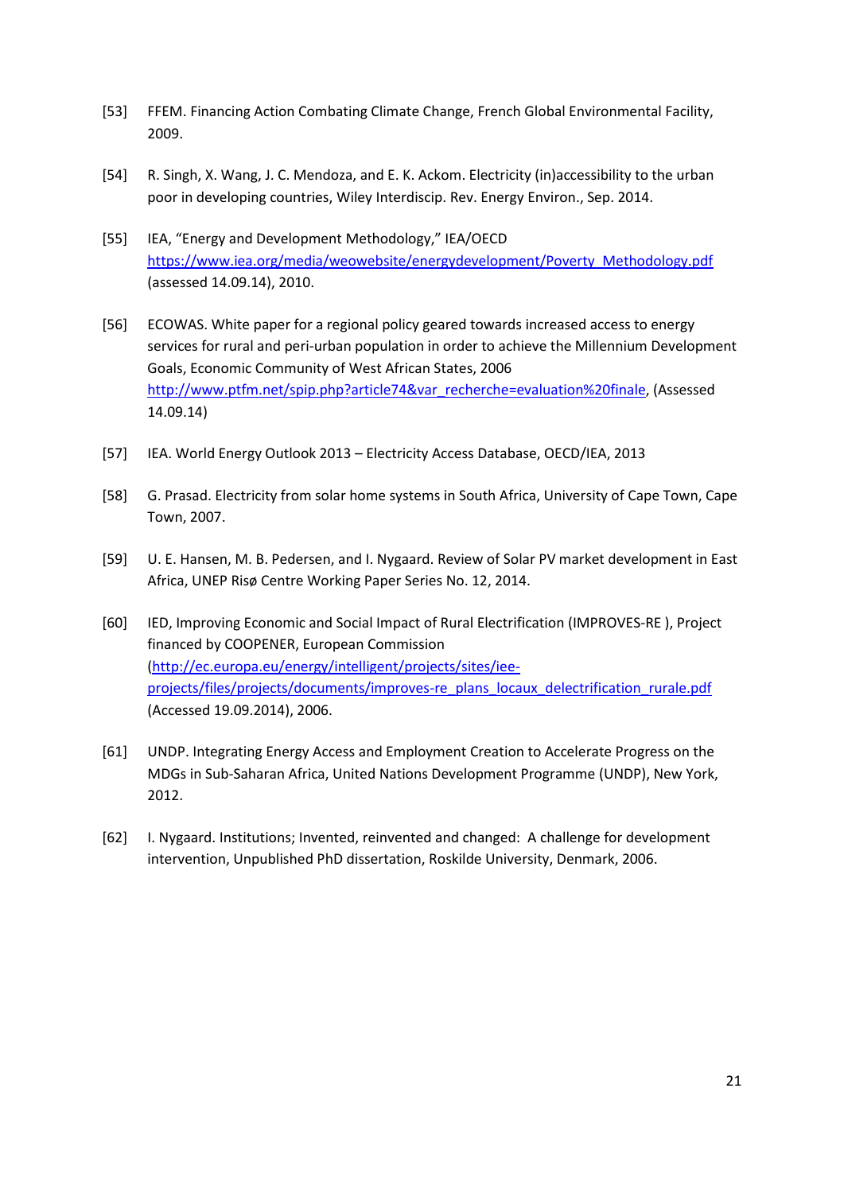[53] FFEM. Financing Action Combating Climate Change, French Global Environmental Facility, 2009.

[54] R. Singh, X. Wang, J. C. Mendoza, and E. K. Ackom. Electricity (in)accessibility to the urban poor in developing countries, Wiley Interdiscip. Rev. Energy Environ., Sep. 2014.

[55] IEA, "Energy and Development Methodology," IEA/OECD https://www.iea.org/media/weowebsite/energydevelopment/Poverty_Methodology.pdf (assessed 14.09.14), 2010.

[56] ECOWAS. White paper for a regional policy geared towards increased access to energy services for rural and peri-urban population in order to achieve the Millennium Development Goals, Economic Community of West African States, 2006 http://www.ptfm.net/spip.php?article74&var_recherche=evaluation%20finale, (Assessed 14.09.14)

[57] IEA. World Energy Outlook 2013 – Electricity Access Database, OECD/IEA, 2013

[58] G. Prasad. Electricity from solar home systems in South Africa, University of Cape Town, Cape Town, 2007.

[59] U. E. Hansen, M. B. Pedersen, and I. Nygaard. Review of Solar PV market development in East Africa, UNEP Risø Centre Working Paper Series No. 12, 2014.

[60] IED, Improving Economic and Social Impact of Rural Electrification (IMPROVES-RE ), Project financed by COOPENER, European Commission (http://ec.europa.eu/energy/intelligent/projects/sites/iee-projects/files/projects/documents/improves-re_plans_locaux_delectrification_rurale.pdf (Accessed 19.09.2014), 2006.

[61] UNDP. Integrating Energy Access and Employment Creation to Accelerate Progress on the MDGs in Sub-Saharan Africa, United Nations Development Programme (UNDP), New York, 2012.

[62] I. Nygaard. Institutions; Invented, reinvented and changed: A challenge for development intervention, Unpublished PhD dissertation, Roskilde University, Denmark, 2006.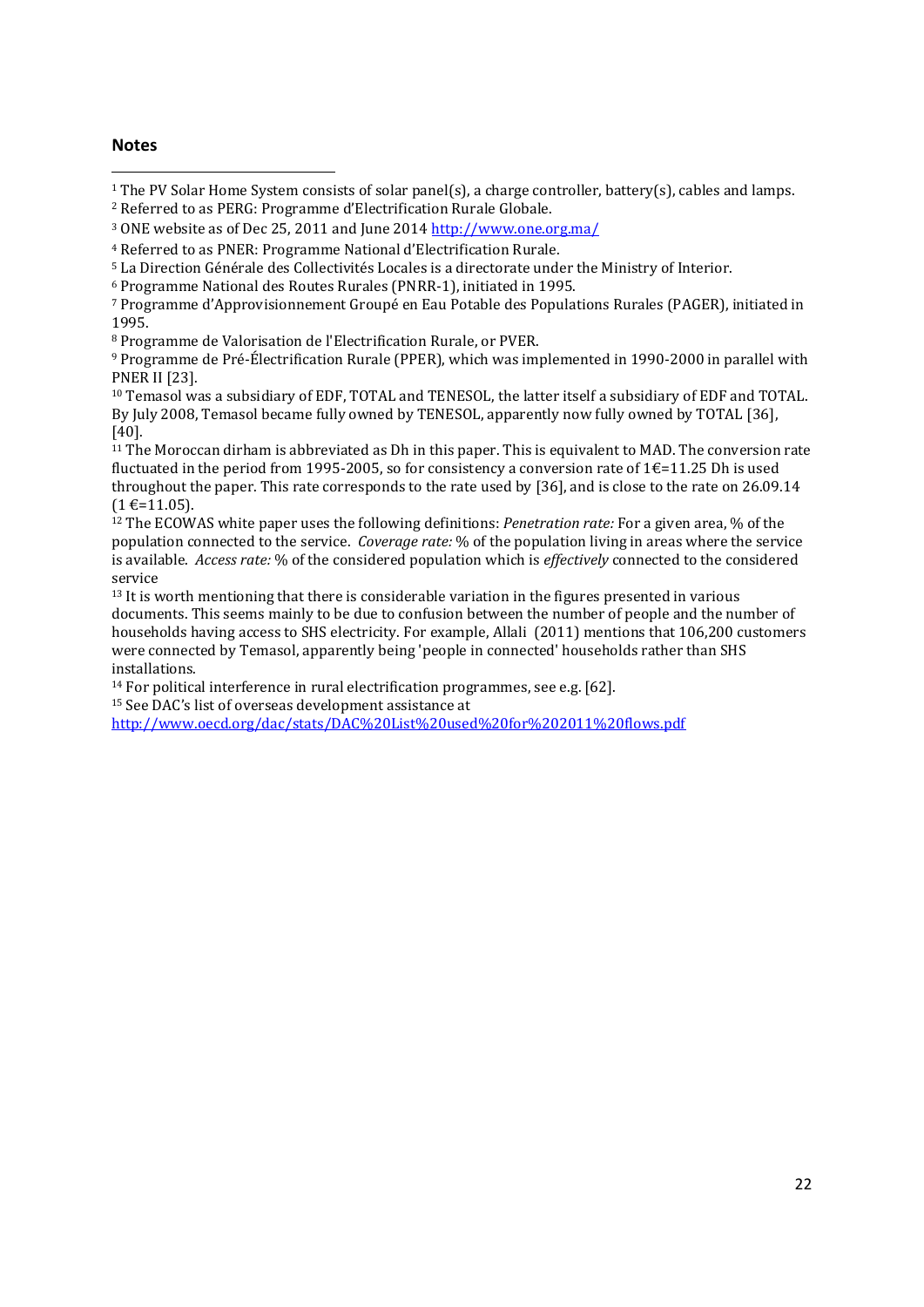## Notes

[1] The PV Solar Home System consists of solar panel(s), a charge controller, battery(s), cables and lamps.

[2] Referred to as PERG: Programme d'Electrification Rurale Globale.

[3] ONE website as of Dec 25, 2011 and June 2014 http://www.one.org.ma/

[4] Referred to as PNER: Programme National d'Electrification Rurale.

[5] La Direction Générale des Collectivités Locales is a directorate under the Ministry of Interior.

[6] Programme National des Routes Rurales (PNRR-1), initiated in 1995.

[7] Programme d'Approvisionnement Groupé en Eau Potable des Populations Rurales (PAGER), initiated in 1995.

[8] Programme de Valorisation de l'Electrification Rurale, or PVER.

[9] Programme de Pré-Électrification Rurale (PPER), which was implemented in 1990-2000 in parallel with PNER II [23].

[10] Temasol was a subsidiary of EDF, TOTAL and TENESOL, the latter itself a subsidiary of EDF and TOTAL. By July 2008, Temasol became fully owned by TENESOL, apparently now fully owned by TOTAL [36], [40].

[11] The Moroccan dirham is abbreviated as Dh in this paper. This is equivalent to MAD. The conversion rate fluctuated in the period from 1995-2005, so for consistency a conversion rate of 1€=11.25 Dh is used throughout the paper. This rate corresponds to the rate used by [36], and is close to the rate on 26.09.14 (1 €=11.05).

[12] The ECOWAS white paper uses the following definitions: *Penetration rate:* For a given area, % of the population connected to the service. *Coverage rate:* % of the population living in areas where the service is available. *Access rate:* % of the considered population which is *effectively* connected to the considered service

[13] It is worth mentioning that there is considerable variation in the figures presented in various documents. This seems mainly to be due to confusion between the number of people and the number of households having access to SHS electricity. For example, Allali (2011) mentions that 106,200 customers were connected by Temasol, apparently being 'people in connected' households rather than SHS installations.

[14] For political interference in rural electrification programmes, see e.g. [62].

[15] See DAC's list of overseas development assistance at http://www.oecd.org/dac/stats/DAC%20List%20used%20for%202011%20flows.pdf